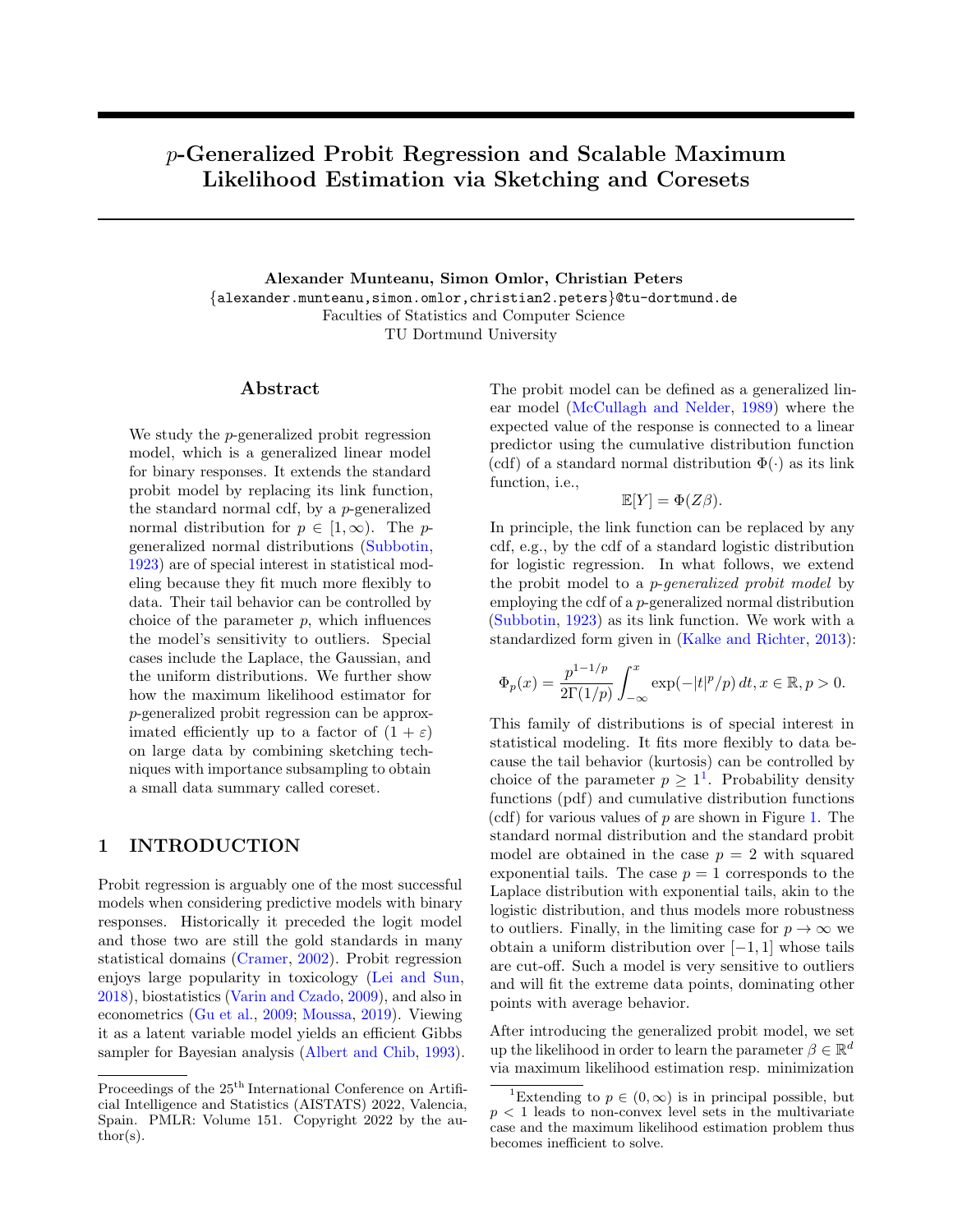# $p$-Generalized Probit Regression and Scalable Maximum Likelihood Estimation via Sketching and Coresets

**Alexander Munteanu, Simon Omlor, Christian Peters**
{alexander.munteanu,simon.omlor,christian2.peters}@tu-dortmund.de
Faculties of Statistics and Computer Science
TU Dortmund University

## Abstract

We study the $p$-generalized probit regression model, which is a generalized linear model for binary responses. It extends the standard probit model by replacing its link function, the standard normal cdf, by a $p$-generalized normal distribution for $p \in [1, \infty)$. The $p$-generalized normal distributions (Subbotin, 1923) are of special interest in statistical modeling because they fit much more flexibly to data. Their tail behavior can be controlled by choice of the parameter $p$, which influences the model's sensitivity to outliers. Special cases include the Laplace, the Gaussian, and the uniform distributions. We further show how the maximum likelihood estimator for $p$-generalized probit regression can be approximated efficiently up to a factor of $(1 + \varepsilon)$ on large data by combining sketching techniques with importance subsampling to obtain a small data summary called coreset.

## 1 INTRODUCTION

Probit regression is arguably one of the most successful models when considering predictive models with binary responses. Historically it preceded the logit model and those two are still the gold standards in many statistical domains (Cramer, 2002). Probit regression enjoys large popularity in toxicology (Lei and Sun, 2018), biostatistics (Varin and Czado, 2009), and also in econometrics (Gu et al., 2009; Moussa, 2019). Viewing it as a latent variable model yields an efficient Gibbs sampler for Bayesian analysis (Albert and Chib, 1993).

The probit model can be defined as a generalized linear model (McCullagh and Nelder, 1989) where the expected value of the response is connected to a linear predictor using the cumulative distribution function (cdf) of a standard normal distribution $\Phi(\cdot)$ as its link function, i.e.,

$$\mathbb{E}[Y] = \Phi(Z\beta).$$

In principle, the link function can be replaced by any cdf, e.g., by the cdf of a standard logistic distribution for logistic regression. In what follows, we extend the probit model to a *$p$-generalized probit model* by employing the cdf of a $p$-generalized normal distribution (Subbotin, 1923) as its link function. We work with a standardized form given in (Kalke and Richter, 2013):

$$\Phi_p(x) = \frac{p^{1-1/p}}{2\Gamma(1/p)} \int_{-\infty}^{x} \exp(-|t|^p/p)\, dt, x \in \mathbb{R}, p > 0.$$

This family of distributions is of special interest in statistical modeling. It fits more flexibly to data because the tail behavior (kurtosis) can be controlled by choice of the parameter $p \geq 1$[1]. Probability density functions (pdf) and cumulative distribution functions (cdf) for various values of $p$ are shown in Figure 1. The standard normal distribution and the standard probit model are obtained in the case $p = 2$ with squared exponential tails. The case $p = 1$ corresponds to the Laplace distribution with exponential tails, akin to the logistic distribution, and thus models more robustness to outliers. Finally, in the limiting case for $p \to \infty$ we obtain a uniform distribution over $[-1, 1]$ whose tails are cut-off. Such a model is very sensitive to outliers and will fit the extreme data points, dominating other points with average behavior.

After introducing the generalized probit model, we set up the likelihood in order to learn the parameter $\beta \in \mathbb{R}^d$ via maximum likelihood estimation resp. minimization

[1] Extending to $p \in (0, \infty)$ is in principal possible, but $p < 1$ leads to non-convex level sets in the multivariate case and the maximum likelihood estimation problem thus becomes inefficient to solve.

Proceedings of the 25[th] International Conference on Artificial Intelligence and Statistics (AISTATS) 2022, Valencia, Spain. PMLR: Volume 151. Copyright 2022 by the author(s).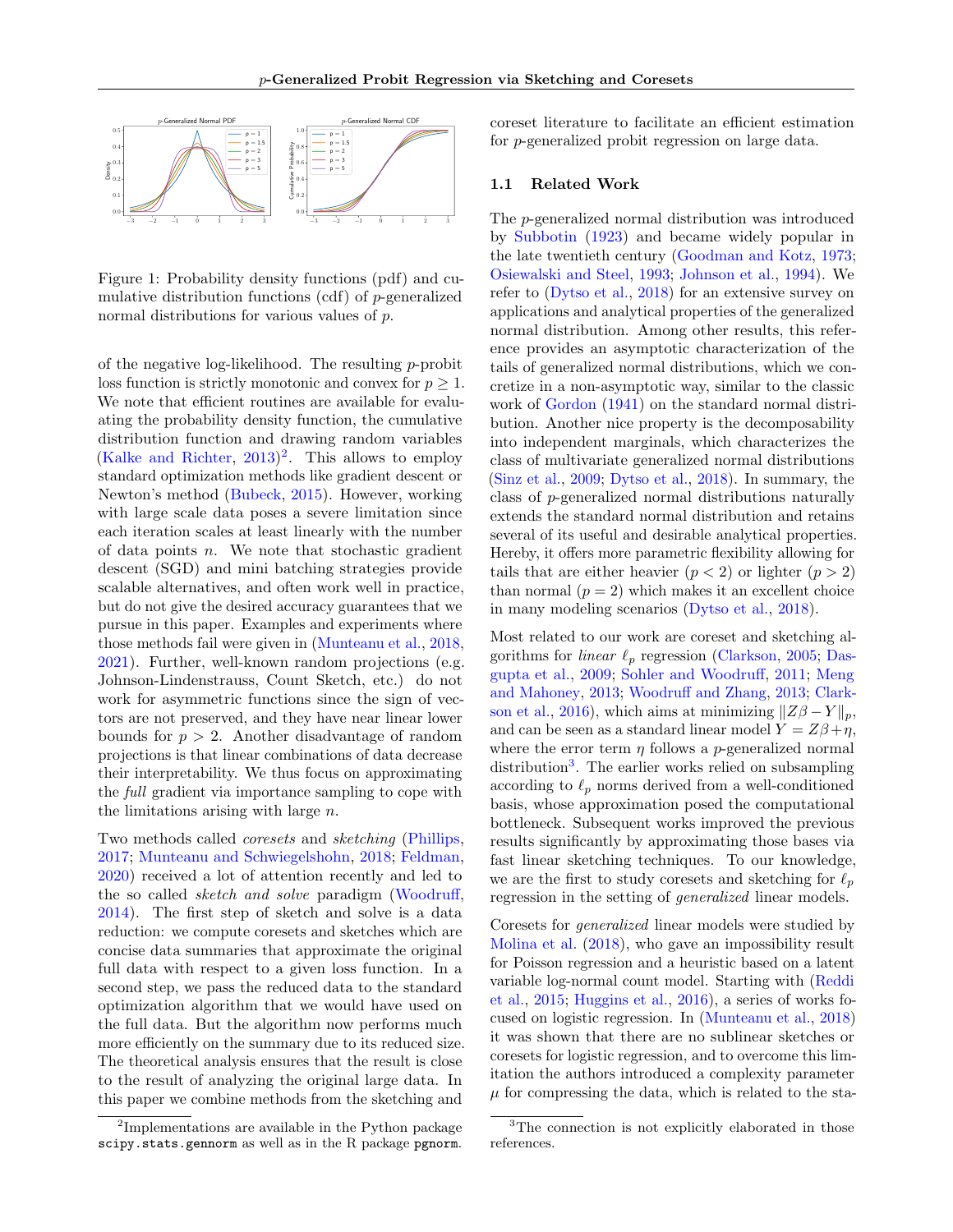Figure 1: Probability density functions (pdf) and cumulative distribution functions (cdf) of $p$-generalized normal distributions for various values of $p$.

of the negative log-likelihood. The resulting $p$-probit loss function is strictly monotonic and convex for $p \geq 1$. We note that efficient routines are available for evaluating the probability density function, the cumulative distribution function and drawing random variables (Kalke and Richter, 2013)[2]. This allows to employ standard optimization methods like gradient descent or Newton's method (Bubeck, 2015). However, working with large scale data poses a severe limitation since each iteration scales at least linearly with the number of data points $n$. We note that stochastic gradient descent (SGD) and mini batching strategies provide scalable alternatives, and often work well in practice, but do not give the desired accuracy guarantees that we pursue in this paper. Examples and experiments where those methods fail were given in (Munteanu et al., 2018, 2021). Further, well-known random projections (e.g. Johnson-Lindenstrauss, Count Sketch, etc.) do not work for asymmetric functions since the sign of vectors are not preserved, and they have near linear lower bounds for $p > 2$. Another disadvantage of random projections is that linear combinations of data decrease their interpretability. We thus focus on approximating the *full* gradient via importance sampling to cope with the limitations arising with large $n$.

Two methods called *coresets* and *sketching* (Phillips, 2017; Munteanu and Schwiegelshohn, 2018; Feldman, 2020) received a lot of attention recently and led to the so called *sketch and solve* paradigm (Woodruff, 2014). The first step of sketch and solve is a data reduction: we compute coresets and sketches which are concise data summaries that approximate the original full data with respect to a given loss function. In a second step, we pass the reduced data to the standard optimization algorithm that we would have used on the full data. But the algorithm now performs much more efficiently on the summary due to its reduced size. The theoretical analysis ensures that the result is close to the result of analyzing the original large data. In this paper we combine methods from the sketching and coreset literature to facilitate an efficient estimation for $p$-generalized probit regression on large data.

## 1.1 Related Work

The $p$-generalized normal distribution was introduced by Subbotin (1923) and became widely popular in the late twentieth century (Goodman and Kotz, 1973; Osiewalski and Steel, 1993; Johnson et al., 1994). We refer to (Dytso et al., 2018) for an extensive survey on applications and analytical properties of the generalized normal distribution. Among other results, this reference provides an asymptotic characterization of the tails of generalized normal distributions, which we concretize in a non-asymptotic way, similar to the classic work of Gordon (1941) on the standard normal distribution. Another nice property is the decomposability into independent marginals, which characterizes the class of multivariate generalized normal distributions (Sinz et al., 2009; Dytso et al., 2018). In summary, the class of $p$-generalized normal distributions naturally extends the standard normal distribution and retains several of its useful and desirable analytical properties. Hereby, it offers more parametric flexibility allowing for tails that are either heavier ($p < 2$) or lighter ($p > 2$) than normal ($p = 2$) which makes it an excellent choice in many modeling scenarios (Dytso et al., 2018).

Most related to our work are coreset and sketching algorithms for *linear* $\ell_p$ regression (Clarkson, 2005; Dasgupta et al., 2009; Sohler and Woodruff, 2011; Meng and Mahoney, 2013; Woodruff and Zhang, 2013; Clarkson et al., 2016), which aims at minimizing $\|Z\beta - Y\|_p$, and can be seen as a standard linear model $Y = Z\beta + \eta$, where the error term $\eta$ follows a $p$-generalized normal distribution[3]. The earlier works relied on subsampling according to $\ell_p$ norms derived from a well-conditioned basis, whose approximation posed the computational bottleneck. Subsequent works improved the previous results significantly by approximating those bases via fast linear sketching techniques. To our knowledge, we are the first to study coresets and sketching for $\ell_p$ regression in the setting of *generalized* linear models.

Coresets for *generalized* linear models were studied by Molina et al. (2018), who gave an impossibility result for Poisson regression and a heuristic based on a latent variable log-normal count model. Starting with (Reddi et al., 2015; Huggins et al., 2016), a series of works focused on logistic regression. In (Munteanu et al., 2018) it was shown that there are no sublinear sketches or coresets for logistic regression, and to overcome this limitation the authors introduced a complexity parameter $\mu$ for compressing the data, which is related to the sta-

[2] Implementations are available in the Python package `scipy.stats.gennorm` as well as in the R package `pgnorm`.

[3] The connection is not explicitly elaborated in those references.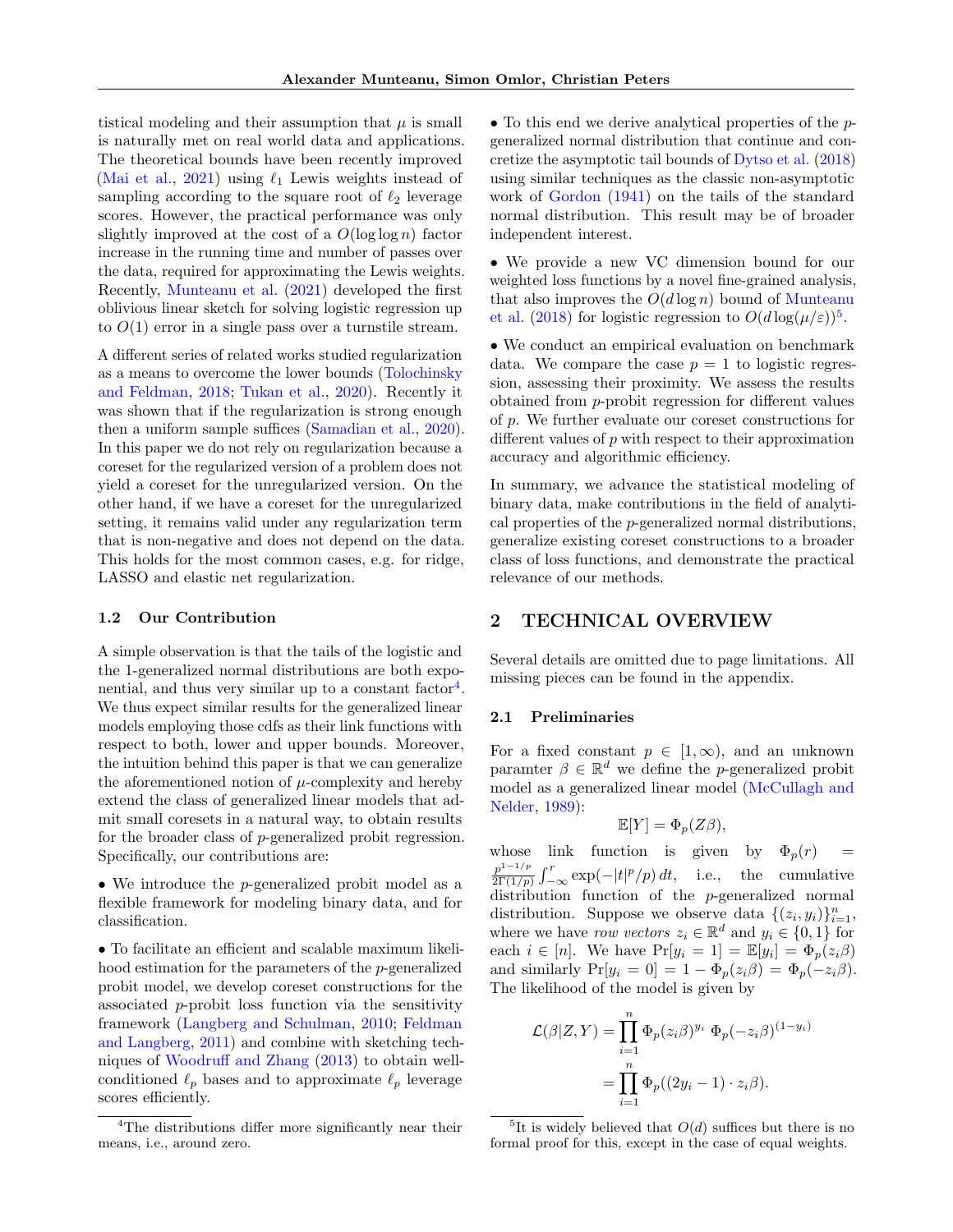tistical modeling and their assumption that $\mu$ is small is naturally met on real world data and applications. The theoretical bounds have been recently improved (Mai et al., 2021) using $\ell_1$ Lewis weights instead of sampling according to the square root of $\ell_2$ leverage scores. However, the practical performance was only slightly improved at the cost of a $O(\log\log n)$ factor increase in the running time and number of passes over the data, required for approximating the Lewis weights. Recently, Munteanu et al. (2021) developed the first oblivious linear sketch for solving logistic regression up to $O(1)$ error in a single pass over a turnstile stream.

A different series of related works studied regularization as a means to overcome the lower bounds (Tolochinsky and Feldman, 2018; Tukan et al., 2020). Recently it was shown that if the regularization is strong enough then a uniform sample suffices (Samadian et al., 2020). In this paper we do not rely on regularization because a coreset for the regularized version of a problem does not yield a coreset for the unregularized version. On the other hand, if we have a coreset for the unregularized setting, it remains valid under any regularization term that is non-negative and does not depend on the data. This holds for the most common cases, e.g. for ridge, LASSO and elastic net regularization.

### 1.2 Our Contribution

A simple observation is that the tails of the logistic and the 1-generalized normal distributions are both exponential, and thus very similar up to a constant factor[4]. We thus expect similar results for the generalized linear models employing those cdfs as their link functions with respect to both, lower and upper bounds. Moreover, the intuition behind this paper is that we can generalize the aforementioned notion of $\mu$-complexity and hereby extend the class of generalized linear models that admit small coresets in a natural way, to obtain results for the broader class of $p$-generalized probit regression. Specifically, our contributions are:

- We introduce the $p$-generalized probit model as a flexible framework for modeling binary data, and for classification.
- To facilitate an efficient and scalable maximum likelihood estimation for the parameters of the $p$-generalized probit model, we develop coreset constructions for the associated $p$-probit loss function via the sensitivity framework (Langberg and Schulman, 2010; Feldman and Langberg, 2011) and combine with sketching techniques of Woodruff and Zhang (2013) to obtain well-conditioned $\ell_p$ bases and to approximate $\ell_p$ leverage scores efficiently.
- To this end we derive analytical properties of the $p$-generalized normal distribution that continue and concretize the asymptotic tail bounds of Dytso et al. (2018) using similar techniques as the classic non-asymptotic work of Gordon (1941) on the tails of the standard normal distribution. This result may be of broader independent interest.
- We provide a new VC dimension bound for our weighted loss functions by a novel fine-grained analysis, that also improves the $O(d\log n)$ bound of Munteanu et al. (2018) for logistic regression to $O(d\log(\mu/\varepsilon))$[5].
- We conduct an empirical evaluation on benchmark data. We compare the case $p = 1$ to logistic regression, assessing their proximity. We assess the results obtained from $p$-probit regression for different values of $p$. We further evaluate our coreset constructions for different values of $p$ with respect to their approximation accuracy and algorithmic efficiency.

In summary, we advance the statistical modeling of binary data, make contributions in the field of analytical properties of the $p$-generalized normal distributions, generalize existing coreset constructions to a broader class of loss functions, and demonstrate the practical relevance of our methods.

## 2 TECHNICAL OVERVIEW

Several details are omitted due to page limitations. All missing pieces can be found in the appendix.

### 2.1 Preliminaries

For a fixed constant $p \in [1, \infty)$, and an unknown paramter $\beta \in \mathbb{R}^d$ we define the $p$-generalized probit model as a generalized linear model (McCullagh and Nelder, 1989):

$$\mathbb{E}[Y] = \Phi_p(Z\beta),$$

whose link function is given by $\Phi_p(r) = \frac{p^{1-1/p}}{2\Gamma(1/p)}\int_{-\infty}^{r} \exp(-|t|^p/p)\,dt$, i.e., the cumulative distribution function of the $p$-generalized normal distribution. Suppose we observe data $\{(z_i, y_i)\}_{i=1}^n$, where we have *row vectors* $z_i \in \mathbb{R}^d$ and $y_i \in \{0, 1\}$ for each $i \in [n]$. We have $\Pr[y_i = 1] = \mathbb{E}[y_i] = \Phi_p(z_i\beta)$ and similarly $\Pr[y_i = 0] = 1 - \Phi_p(z_i\beta) = \Phi_p(-z_i\beta)$. The likelihood of the model is given by

$$\begin{aligned}
\mathcal{L}(\beta|Z,Y) &= \prod_{i=1}^{n} \Phi_p(z_i\beta)^{y_i}\ \Phi_p(-z_i\beta)^{(1-y_i)} \\
&= \prod_{i=1}^{n} \Phi_p((2y_i - 1)\cdot z_i\beta).
\end{aligned}$$

[4] The distributions differ more significantly near their means, i.e., around zero.

[5] It is widely believed that $O(d)$ suffices but there is no formal proof for this, except in the case of equal weights.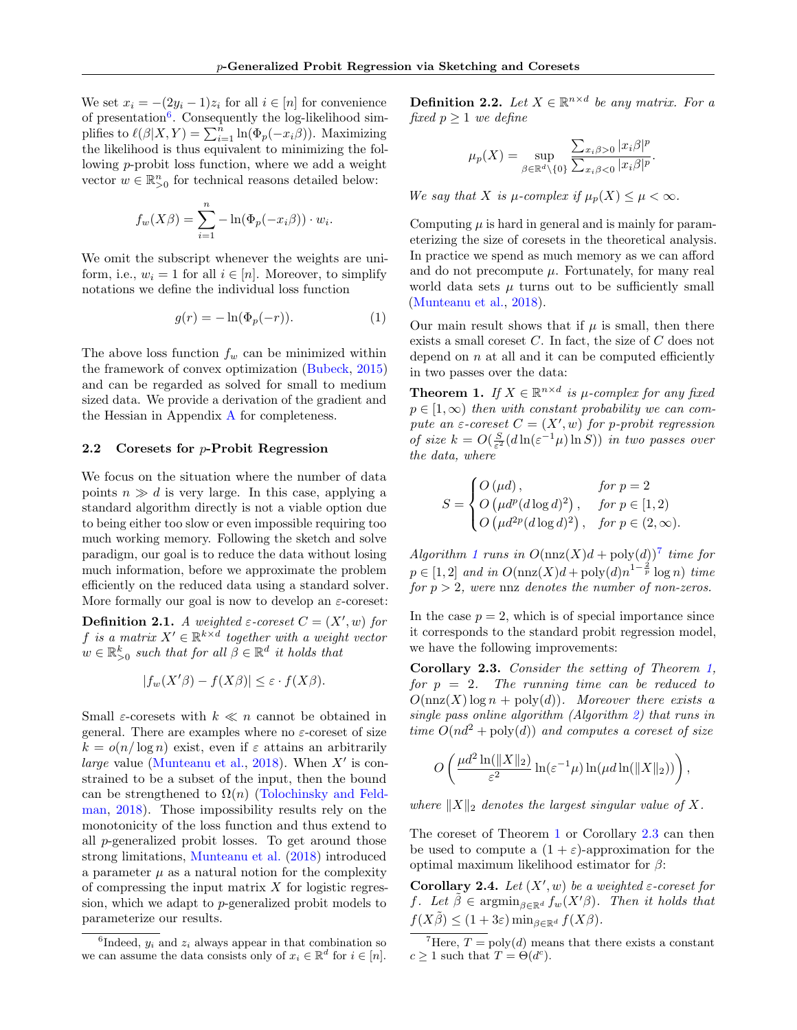We set $x_i = -(2y_i - 1)z_i$ for all $i \in [n]$ for convenience of presentation[6]. Consequently the log-likelihood simplifies to $\ell(\beta|X, Y) = \sum_{i=1}^{n} \ln(\Phi_p(-x_i\beta))$. Maximizing the likelihood is thus equivalent to minimizing the following $p$-probit loss function, where we add a weight vector $w \in \mathbb{R}^n_{>0}$ for technical reasons detailed below:

$$f_w(X\beta) = \sum_{i=1}^{n} -\ln(\Phi_p(-x_i\beta)) \cdot w_i.$$

We omit the subscript whenever the weights are uniform, i.e., $w_i = 1$ for all $i \in [n]$. Moreover, to simplify notations we define the individual loss function

$$g(r) = -\ln(\Phi_p(-r)). \tag{1}$$

The above loss function $f_w$ can be minimized within the framework of convex optimization (Bubeck, 2015) and can be regarded as solved for small to medium sized data. We provide a derivation of the gradient and the Hessian in Appendix A for completeness.

## 2.2 Coresets for $p$-Probit Regression

We focus on the situation where the number of data points $n \gg d$ is very large. In this case, applying a standard algorithm directly is not a viable option due to being either too slow or even impossible requiring too much working memory. Following the sketch and solve paradigm, our goal is to reduce the data without losing much information, before we approximate the problem efficiently on the reduced data using a standard solver. More formally our goal is now to develop an $\varepsilon$-coreset:

**Definition 2.1.** *A weighted $\varepsilon$-coreset $C = (X', w)$ for $f$ is a matrix $X' \in \mathbb{R}^{k \times d}$ together with a weight vector $w \in \mathbb{R}^k_{>0}$ such that for all $\beta \in \mathbb{R}^d$ it holds that*

$$|f_w(X'\beta) - f(X\beta)| \leq \varepsilon \cdot f(X\beta).$$

Small $\varepsilon$-coresets with $k \ll n$ cannot be obtained in general. There are examples where no $\varepsilon$-coreset of size $k = o(n/\log n)$ exist, even if $\varepsilon$ attains an arbitrarily *large* value (Munteanu et al., 2018). When $X'$ is constrained to be a subset of the input, then the bound can be strengthened to $\Omega(n)$ (Tolochinsky and Feldman, 2018). Those impossibility results rely on the monotonicity of the loss function and thus extend to all $p$-generalized probit losses. To get around those strong limitations, Munteanu et al. (2018) introduced a parameter $\mu$ as a natural notion for the complexity of compressing the input matrix $X$ for logistic regression, which we adapt to $p$-generalized probit models to parameterize our results.

**Definition 2.2.** *Let $X \in \mathbb{R}^{n \times d}$ be any matrix. For a fixed $p \geq 1$ we define*

$$\mu_p(X) = \sup_{\beta \in \mathbb{R}^d \setminus \{0\}} \frac{\sum_{x_i\beta > 0} |x_i\beta|^p}{\sum_{x_i\beta < 0} |x_i\beta|^p}.$$

*We say that $X$ is $\mu$-complex if $\mu_p(X) \leq \mu < \infty$.*

Computing $\mu$ is hard in general and is mainly for parameterizing the size of coresets in the theoretical analysis. In practice we spend as much memory as we can afford and do not precompute $\mu$. Fortunately, for many real world data sets $\mu$ turns out to be sufficiently small (Munteanu et al., 2018).

Our main result shows that if $\mu$ is small, then there exists a small coreset $C$. In fact, the size of $C$ does not depend on $n$ at all and it can be computed efficiently in two passes over the data:

**Theorem 1.** *If $X \in \mathbb{R}^{n \times d}$ is $\mu$-complex for any fixed $p \in [1, \infty)$ then with constant probability we can compute an $\varepsilon$-coreset $C = (X', w)$ for $p$-probit regression of size $k = O(\frac{S}{\varepsilon^2}(d \ln(\varepsilon^{-1}\mu) \ln S))$ in two passes over the data, where*

$$S = \begin{cases} O(\mu d), & \text{for } p = 2 \\ O\left(\mu d^p (d \log d)^2\right), & \text{for } p \in [1, 2) \\ O\left(\mu d^{2p} (d \log d)^2\right), & \text{for } p \in (2, \infty). \end{cases}$$

*Algorithm 1 runs in $O(\text{nnz}(X)d + \text{poly}(d))$[7] time for $p \in [1, 2]$ and in $O(\text{nnz}(X)d + \text{poly}(d)n^{1-\frac{2}{p}} \log n)$ time for $p > 2$, were nnz denotes the number of non-zeros.*

In the case $p = 2$, which is of special importance since it corresponds to the standard probit regression model, we have the following improvements:

**Corollary 2.3.** *Consider the setting of Theorem 1, for $p = 2$. The running time can be reduced to $O(\text{nnz}(X) \log n + \text{poly}(d))$. Moreover there exists a single pass online algorithm (Algorithm 2) that runs in time $O(nd^2 + \text{poly}(d))$ and computes a coreset of size*

$$O\left(\frac{\mu d^2 \ln(\|X\|_2)}{\varepsilon^2} \ln(\varepsilon^{-1}\mu) \ln(\mu d \ln(\|X\|_2))\right),$$

*where $\|X\|_2$ denotes the largest singular value of $X$.*

The coreset of Theorem 1 or Corollary 2.3 can then be used to compute a $(1 + \varepsilon)$-approximation for the optimal maximum likelihood estimator for $\beta$:

**Corollary 2.4.** *Let $(X', w)$ be a weighted $\varepsilon$-coreset for $f$. Let $\tilde{\beta} \in \text{argmin}_{\beta \in \mathbb{R}^d} f_w(X'\beta)$. Then it holds that $f(X\tilde{\beta}) \leq (1 + 3\varepsilon) \min_{\beta \in \mathbb{R}^d} f(X\beta)$.*

---

[6] Indeed, $y_i$ and $z_i$ always appear in that combination so we can assume the data consists only of $x_i \in \mathbb{R}^d$ for $i \in [n]$.

[7] Here, $T = \text{poly}(d)$ means that there exists a constant $c \geq 1$ such that $T = \Theta(d^c)$.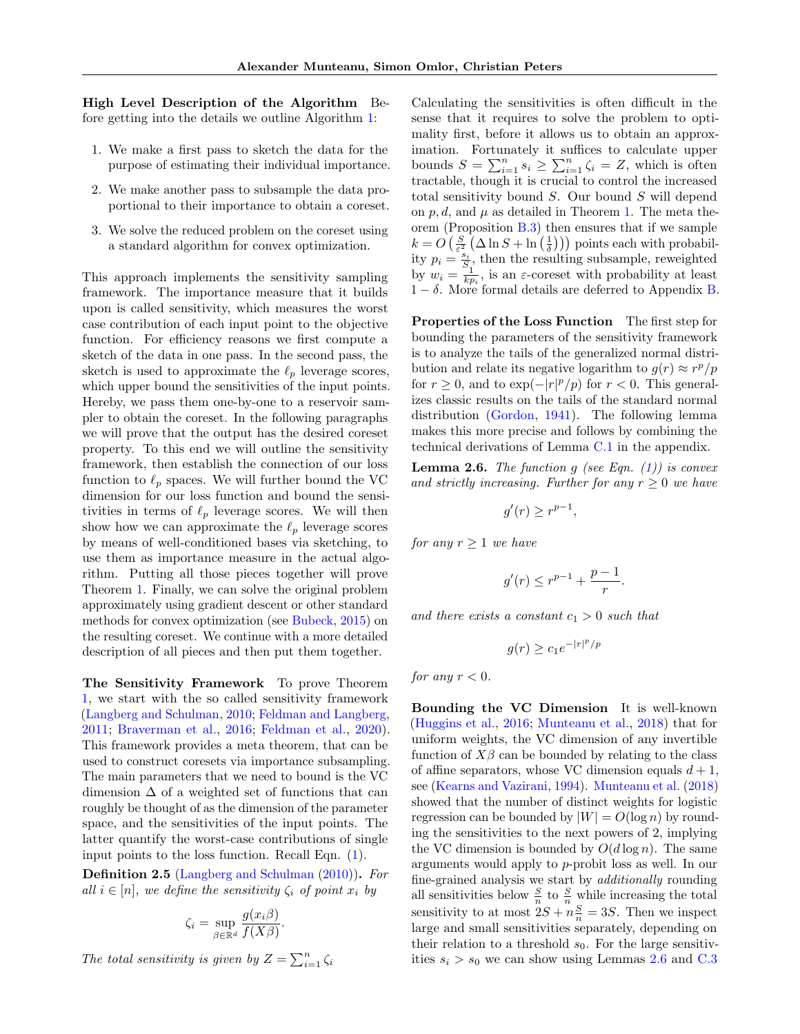**High Level Description of the Algorithm** Before getting into the details we outline Algorithm 1:

1. We make a first pass to sketch the data for the purpose of estimating their individual importance.
2. We make another pass to subsample the data proportional to their importance to obtain a coreset.
3. We solve the reduced problem on the coreset using a standard algorithm for convex optimization.

This approach implements the sensitivity sampling framework. The importance measure that it builds upon is called sensitivity, which measures the worst case contribution of each input point to the objective function. For efficiency reasons we first compute a sketch of the data in one pass. In the second pass, the sketch is used to approximate the $\ell_p$ leverage scores, which upper bound the sensitivities of the input points. Hereby, we pass them one-by-one to a reservoir sampler to obtain the coreset. In the following paragraphs we will prove that the output has the desired coreset property. To this end we will outline the sensitivity framework, then establish the connection of our loss function to $\ell_p$ spaces. We will further bound the VC dimension for our loss function and bound the sensitivities in terms of $\ell_p$ leverage scores. We will then show how we can approximate the $\ell_p$ leverage scores by means of well-conditioned bases via sketching, to use them as importance measure in the actual algorithm. Putting all those pieces together will prove Theorem 1. Finally, we can solve the original problem approximately using gradient descent or other standard methods for convex optimization (see Bubeck, 2015) on the resulting coreset. We continue with a more detailed description of all pieces and then put them together.

**The Sensitivity Framework** To prove Theorem 1, we start with the so called sensitivity framework (Langberg and Schulman, 2010; Feldman and Langberg, 2011; Braverman et al., 2016; Feldman et al., 2020). This framework provides a meta theorem, that can be used to construct coresets via importance subsampling. The main parameters that we need to bound is the VC dimension $\Delta$ of a weighted set of functions that can roughly be thought of as the dimension of the parameter space, and the sensitivities of the input points. The latter quantify the worst-case contributions of single input points to the loss function. Recall Eqn. (1).

**Definition 2.5** (Langberg and Schulman (2010)). *For all $i \in [n]$, we define the sensitivity $\zeta_i$ of point $x_i$ by*

$$\zeta_i = \sup_{\beta \in \mathbb{R}^d} \frac{g(x_i\beta)}{f(X\beta)}.$$

*The total sensitivity is given by $Z = \sum_{i=1}^n \zeta_i$*

Calculating the sensitivities is often difficult in the sense that it requires to solve the problem to optimality first, before it allows us to obtain an approximation. Fortunately it suffices to calculate upper bounds $S = \sum_{i=1}^n s_i \geq \sum_{i=1}^n \zeta_i = Z$, which is often tractable, though it is crucial to control the increased total sensitivity bound $S$. Our bound $S$ will depend on $p, d$, and $\mu$ as detailed in Theorem 1. The meta theorem (Proposition B.3) then ensures that if we sample $k = O\left(\frac{S}{\varepsilon^2}\left(\Delta \ln S + \ln\left(\frac{1}{\delta}\right)\right)\right)$ points each with probability $p_i = \frac{s_i}{S}$, then the resulting subsample, reweighted by $w_i = \frac{1}{kp_i}$, is an $\varepsilon$-coreset with probability at least $1 - \delta$. More formal details are deferred to Appendix B.

**Properties of the Loss Function** The first step for bounding the parameters of the sensitivity framework is to analyze the tails of the generalized normal distribution and relate its negative logarithm to $g(r) \approx r^p/p$ for $r \geq 0$, and to $\exp(-|r|^p/p)$ for $r < 0$. This generalizes classic results on the tails of the standard normal distribution (Gordon, 1941). The following lemma makes this more precise and follows by combining the technical derivations of Lemma C.1 in the appendix.

**Lemma 2.6.** *The function $g$ (see Eqn. (1)) is convex and strictly increasing. Further for any $r \geq 0$ we have*

$$g'(r) \geq r^{p-1},$$

*for any $r \geq 1$ we have*

$$g'(r) \leq r^{p-1} + \frac{p-1}{r}.$$

*and there exists a constant $c_1 > 0$ such that*

$$g(r) \geq c_1 e^{-|r|^p/p}$$

*for any $r < 0$.*

**Bounding the VC Dimension** It is well-known (Huggins et al., 2016; Munteanu et al., 2018) that for uniform weights, the VC dimension of any invertible function of $X\beta$ can be bounded by relating to the class of affine separators, whose VC dimension equals $d + 1$, see (Kearns and Vazirani, 1994). Munteanu et al. (2018) showed that the number of distinct weights for logistic regression can be bounded by $|W| = O(\log n)$ by rounding the sensitivities to the next powers of 2, implying the VC dimension is bounded by $O(d \log n)$. The same arguments would apply to $p$-probit loss as well. In our fine-grained analysis we start by *additionally* rounding all sensitivities below $\frac{S}{n}$ to $\frac{S}{n}$ while increasing the total sensitivity to at most $2S + n\frac{S}{n} = 3S$. Then we inspect large and small sensitivities separately, depending on their relation to a threshold $s_0$. For the large sensitivities $s_i > s_0$ we can show using Lemmas 2.6 and C.3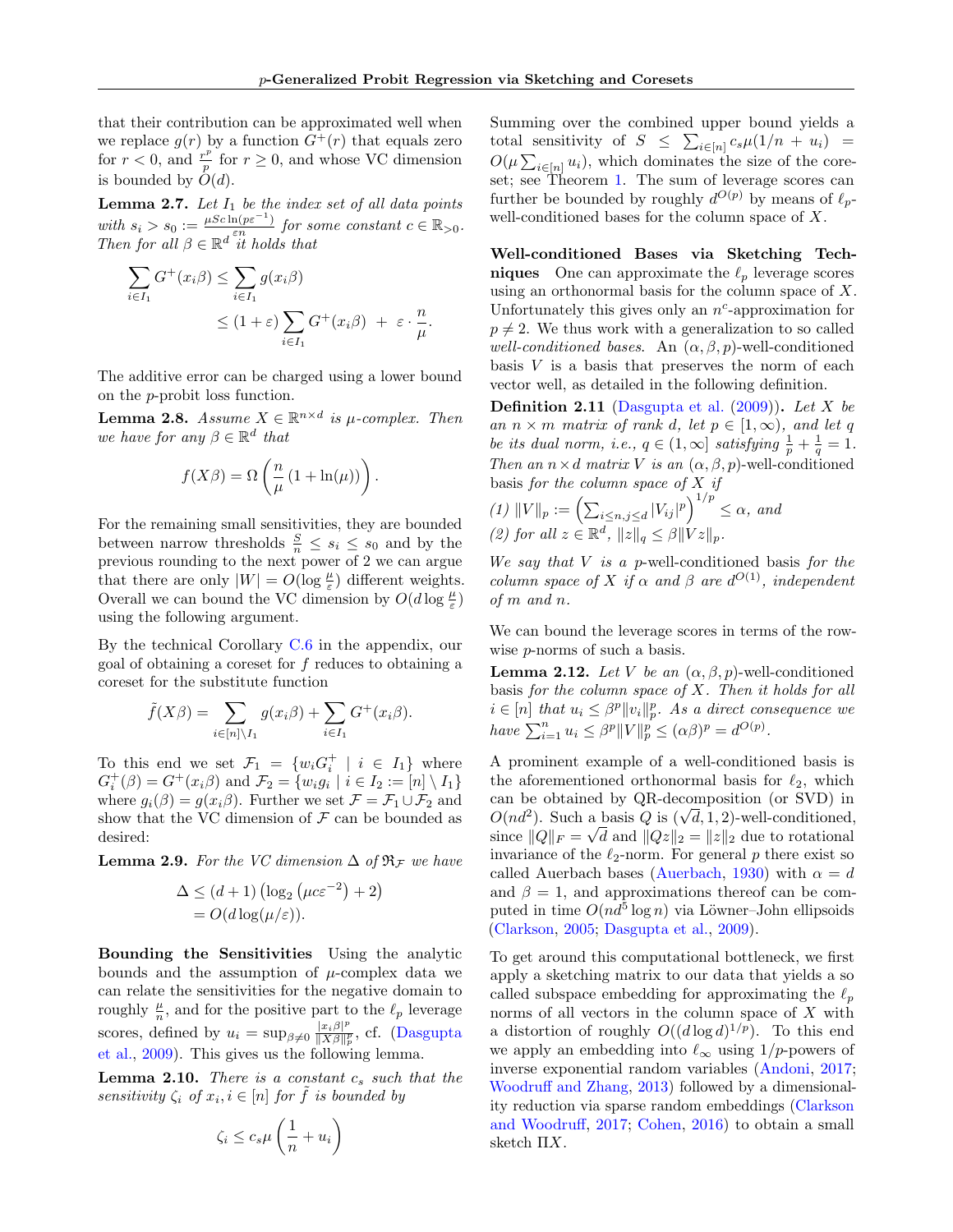that their contribution can be approximated well when we replace $g(r)$ by a function $G^+(r)$ that equals zero for $r < 0$, and $\frac{r^p}{p}$ for $r \geq 0$, and whose VC dimension is bounded by $O(d)$.

**Lemma 2.7.** *Let $I_1$ be the index set of all data points with $s_i > s_0 := \frac{\mu S c \ln(p\varepsilon^{-1})}{\varepsilon n}$ for some constant $c \in \mathbb{R}_{>0}$. Then for all $\beta \in \mathbb{R}^d$ it holds that*

$$\sum_{i \in I_1} G^+(x_i\beta) \leq \sum_{i \in I_1} g(x_i\beta) \leq (1+\varepsilon) \sum_{i \in I_1} G^+(x_i\beta) \; + \; \varepsilon \cdot \frac{n}{\mu}.$$

The additive error can be charged using a lower bound on the $p$-probit loss function.

**Lemma 2.8.** *Assume $X \in \mathbb{R}^{n \times d}$ is $\mu$-complex. Then we have for any $\beta \in \mathbb{R}^d$ that*

$$f(X\beta) = \Omega\left(\frac{n}{\mu}\left(1 + \ln(\mu)\right)\right).$$

For the remaining small sensitivities, they are bounded between narrow thresholds $\frac{S}{n} \leq s_i \leq s_0$ and by the previous rounding to the next power of 2 we can argue that there are only $|W| = O(\log \frac{\mu}{\varepsilon})$ different weights. Overall we can bound the VC dimension by $O(d \log \frac{\mu}{\varepsilon})$ using the following argument.

By the technical Corollary C.6 in the appendix, our goal of obtaining a coreset for $f$ reduces to obtaining a coreset for the substitute function

$$\tilde{f}(X\beta) = \sum_{i \in [n] \setminus I_1} g(x_i\beta) + \sum_{i \in I_1} G^+(x_i\beta).$$

To this end we set $\mathcal{F}_1 = \{w_i G_i^+ \mid i \in I_1\}$ where $G_i^+(\beta) = G^+(x_i\beta)$ and $\mathcal{F}_2 = \{w_i g_i \mid i \in I_2 := [n] \setminus I_1\}$ where $g_i(\beta) = g(x_i\beta)$. Further we set $\mathcal{F} = \mathcal{F}_1 \cup \mathcal{F}_2$ and show that the VC dimension of $\mathcal{F}$ can be bounded as desired:

**Lemma 2.9.** *For the VC dimension $\Delta$ of $\mathfrak{R}_{\mathcal{F}}$ we have*

$$\Delta \leq (d+1)\left(\log_2\left(\mu c \varepsilon^{-2}\right) + 2\right) = O(d \log(\mu/\varepsilon)).$$

**Bounding the Sensitivities** Using the analytic bounds and the assumption of $\mu$-complex data we can relate the sensitivities for the negative domain to roughly $\frac{\mu}{n}$, and for the positive part to the $\ell_p$ leverage scores, defined by $u_i = \sup_{\beta \neq 0} \frac{|x_i\beta|^p}{\|X\beta\|_p^p}$, cf. (Dasgupta et al., 2009). This gives us the following lemma.

**Lemma 2.10.** *There is a constant $c_s$ such that the sensitivity $\zeta_i$ of $x_i, i \in [n]$ for $\tilde{f}$ is bounded by*

$$\zeta_i \leq c_s \mu \left(\frac{1}{n} + u_i\right)$$

Summing over the combined upper bound yields a total sensitivity of $S \leq \sum_{i \in [n]} c_s \mu(1/n + u_i) = O(\mu \sum_{i \in [n]} u_i)$, which dominates the size of the coreset; see Theorem 1. The sum of leverage scores can further be bounded by roughly $d^{O(p)}$ by means of $\ell_p$-well-conditioned bases for the column space of $X$.

**Well-conditioned Bases via Sketching Techniques** One can approximate the $\ell_p$ leverage scores using an orthonormal basis for the column space of $X$. Unfortunately this gives only an $n^c$-approximation for $p \neq 2$. We thus work with a generalization to so called *well-conditioned bases*. An $(\alpha, \beta, p)$-well-conditioned basis $V$ is a basis that preserves the norm of each vector well, as detailed in the following definition.

**Definition 2.11** (Dasgupta et al. (2009)). *Let $X$ be an $n \times m$ matrix of rank $d$, let $p \in [1, \infty)$, and let $q$ be its dual norm, i.e., $q \in (1, \infty]$ satisfying $\frac{1}{p} + \frac{1}{q} = 1$. Then an $n \times d$ matrix $V$ is an $(\alpha, \beta, p)$-well-conditioned basis for the column space of $X$ if*

*(1) $\|V\|_p := \left(\sum_{i \leq n, j \leq d} |V_{ij}|^p\right)^{1/p} \leq \alpha$, and*

*(2) for all $z \in \mathbb{R}^d$, $\|z\|_q \leq \beta \|Vz\|_p$.*

*We say that $V$ is a $p$-well-conditioned basis for the column space of $X$ if $\alpha$ and $\beta$ are $d^{O(1)}$, independent of $m$ and $n$.*

We can bound the leverage scores in terms of the row-wise $p$-norms of such a basis.

**Lemma 2.12.** *Let $V$ be an $(\alpha, \beta, p)$-well-conditioned basis for the column space of $X$. Then it holds for all $i \in [n]$ that $u_i \leq \beta^p \|v_i\|_p^p$. As a direct consequence we have $\sum_{i=1}^n u_i \leq \beta^p \|V\|_p^p \leq (\alpha\beta)^p = d^{O(p)}$.*

A prominent example of a well-conditioned basis is the aforementioned orthonormal basis for $\ell_2$, which can be obtained by QR-decomposition (or SVD) in $O(nd^2)$. Such a basis $Q$ is $(\sqrt{d}, 1, 2)$-well-conditioned, since $\|Q\|_F = \sqrt{d}$ and $\|Qz\|_2 = \|z\|_2$ due to rotational invariance of the $\ell_2$-norm. For general $p$ there exist so called Auerbach bases (Auerbach, 1930) with $\alpha = d$ and $\beta = 1$, and approximations thereof can be computed in time $O(nd^5 \log n)$ via Löwner–John ellipsoids (Clarkson, 2005; Dasgupta et al., 2009).

To get around this computational bottleneck, we first apply a sketching matrix to our data that yields a so called subspace embedding for approximating the $\ell_p$ norms of all vectors in the column space of $X$ with a distortion of roughly $O((d \log d)^{1/p})$. To this end we apply an embedding into $\ell_\infty$ using $1/p$-powers of inverse exponential random variables (Andoni, 2017; Woodruff and Zhang, 2013) followed by a dimensionality reduction via sparse random embeddings (Clarkson and Woodruff, 2017; Cohen, 2016) to obtain a small sketch $\Pi X$.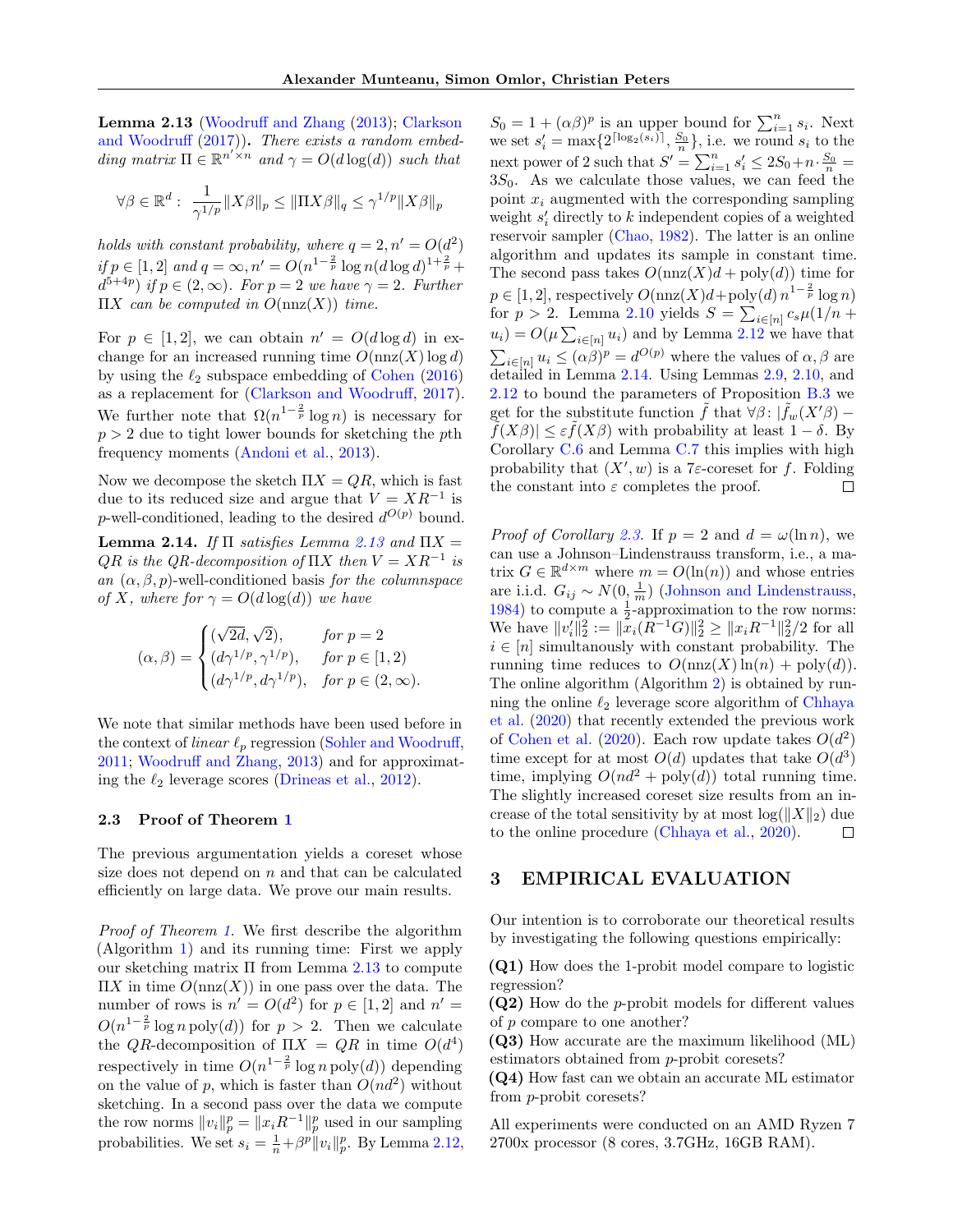**Lemma 2.13** (Woodruff and Zhang (2013); Clarkson and Woodruff (2017))**.** *There exists a random embedding matrix* $\Pi \in \mathbb{R}^{n' \times n}$ *and* $\gamma = O(d\log(d))$ *such that*

$$\forall \beta \in \mathbb{R}^d : \ \frac{1}{\gamma^{1/p}}\|X\beta\|_p \leq \|\Pi X\beta\|_q \leq \gamma^{1/p}\|X\beta\|_p$$

*holds with constant probability, where* $q = 2, n' = O(d^2)$ *if* $p \in [1, 2]$ *and* $q = \infty, n' = O(n^{1-\frac{2}{p}} \log n(d\log d)^{1+\frac{2}{p}} + d^{5+4p})$ *if* $p \in (2, \infty)$*. For* $p = 2$ *we have* $\gamma = 2$*. Further* $\Pi X$ *can be computed in* $O(\mathrm{nnz}(X))$ *time.*

For $p \in [1, 2]$, we can obtain $n' = O(d \log d)$ in exchange for an increased running time $O(\mathrm{nnz}(X) \log d)$ by using the $\ell_2$ subspace embedding of Cohen (2016) as a replacement for (Clarkson and Woodruff, 2017). We further note that $\Omega(n^{1-\frac{2}{p}} \log n)$ is necessary for $p > 2$ due to tight lower bounds for sketching the $p$th frequency moments (Andoni et al., 2013).

Now we decompose the sketch $\Pi X = QR$, which is fast due to its reduced size and argue that $V = XR^{-1}$ is $p$-well-conditioned, leading to the desired $d^{O(p)}$ bound.

**Lemma 2.14.** *If* $\Pi$ *satisfies Lemma 2.13 and* $\Pi X = QR$ *is the QR-decomposition of* $\Pi X$ *then* $V = XR^{-1}$ *is an* $(\alpha, \beta, p)$*-well-conditioned basis for the columnspace of* $X$*, where for* $\gamma = O(d \log(d))$ *we have*

$$(\alpha, \beta) = \begin{cases} (\sqrt{2d}, \sqrt{2}), & \text{for } p = 2 \\ (d\gamma^{1/p}, \gamma^{1/p}), & \text{for } p \in [1, 2) \\ (d\gamma^{1/p}, d\gamma^{1/p}), & \text{for } p \in (2, \infty). \end{cases}$$

We note that similar methods have been used before in the context of *linear* $\ell_p$ regression (Sohler and Woodruff, 2011; Woodruff and Zhang, 2013) and for approximating the $\ell_2$ leverage scores (Drineas et al., 2012).

### 2.3 Proof of Theorem 1

The previous argumentation yields a coreset whose size does not depend on $n$ and that can be calculated efficiently on large data. We prove our main results.

*Proof of Theorem 1.* We first describe the algorithm (Algorithm 1) and its running time: First we apply our sketching matrix $\Pi$ from Lemma 2.13 to compute $\Pi X$ in time $O(\mathrm{nnz}(X))$ in one pass over the data. The number of rows is $n' = O(d^2)$ for $p \in [1, 2]$ and $n' = O(n^{1-\frac{2}{p}} \log n \,\mathrm{poly}(d))$ for $p > 2$. Then we calculate the $QR$-decomposition of $\Pi X = QR$ in time $O(d^4)$ respectively in time $O(n^{1-\frac{2}{p}} \log n \,\mathrm{poly}(d))$ depending on the value of $p$, which is faster than $O(nd^2)$ without sketching. In a second pass over the data we compute the row norms $\|v_i\|_p^p = \|x_i R^{-1}\|_p^p$ used in our sampling probabilities. We set $s_i = \frac{1}{n} + \beta^p \|v_i\|_p^p$. By Lemma 2.12, $S_0 = 1 + (\alpha\beta)^p$ is an upper bound for $\sum_{i=1}^n s_i$. Next we set $s_i' = \max\{2^{\lceil \log_2(s_i) \rceil}, \frac{S_0}{n}\}$, i.e. we round $s_i$ to the next power of 2 such that $S' = \sum_{i=1}^n s_i' \leq 2S_0 + n \cdot \frac{S_0}{n} = 3S_0$. As we calculate those values, we can feed the point $x_i$ augmented with the corresponding sampling weight $s_i'$ directly to $k$ independent copies of a weighted reservoir sampler (Chao, 1982). The latter is an online algorithm and updates its sample in constant time. The second pass takes $O(\mathrm{nnz}(X)d + \mathrm{poly}(d))$ time for $p \in [1, 2]$, respectively $O(\mathrm{nnz}(X)d + \mathrm{poly}(d)\, n^{1-\frac{2}{p}} \log n)$ for $p > 2$. Lemma 2.10 yields $S = \sum_{i \in [n]} c_s \mu(1/n + u_i) = O(\mu \sum_{i\in[n]} u_i)$ and by Lemma 2.12 we have that $\sum_{i\in[n]} u_i \leq (\alpha\beta)^p = d^{O(p)}$ where the values of $\alpha, \beta$ are detailed in Lemma 2.14. Using Lemmas 2.9, 2.10, and 2.12 to bound the parameters of Proposition B.3 we get for the substitute function $\tilde{f}$ that $\forall \beta$: $|\tilde{f}_w(X'\beta) - \tilde{f}(X\beta)| \leq \varepsilon \tilde{f}(X\beta)$ with probability at least $1 - \delta$. By Corollary C.6 and Lemma C.7 this implies with high probability that $(X', w)$ is a $7\varepsilon$-coreset for $f$. Folding the constant into $\varepsilon$ completes the proof. □

*Proof of Corollary 2.3.* If $p = 2$ and $d = \omega(\ln n)$, we can use a Johnson–Lindenstrauss transform, i.e., a matrix $G \in \mathbb{R}^{d \times m}$ where $m = O(\ln(n))$ and whose entries are i.i.d. $G_{ij} \sim N(0, \frac{1}{m})$ (Johnson and Lindenstrauss, 1984) to compute a $\frac{1}{2}$-approximation to the row norms: We have $\|v_i'\|_2^2 := \|x_i(R^{-1}G)\|_2^2 \geq \|x_i R^{-1}\|_2^2/2$ for all $i \in [n]$ simultaneously with constant probability. The running time reduces to $O(\mathrm{nnz}(X)\ln(n) + \mathrm{poly}(d))$. The online algorithm (Algorithm 2) is obtained by running the online $\ell_2$ leverage score algorithm of Chhaya et al. (2020) that recently extended the previous work of Cohen et al. (2020). Each row update takes $O(d^2)$ time except for at most $O(d)$ updates that take $O(d^3)$ time, implying $O(nd^2 + \mathrm{poly}(d))$ total running time. The slightly increased coreset size results from an increase of the total sensitivity by at most $\log(\|X\|_2)$ due to the online procedure (Chhaya et al., 2020). □

## 3 EMPIRICAL EVALUATION

Our intention is to corroborate our theoretical results by investigating the following questions empirically:

**(Q1)** How does the 1-probit model compare to logistic regression?

**(Q2)** How do the $p$-probit models for different values of $p$ compare to one another?

**(Q3)** How accurate are the maximum likelihood (ML) estimators obtained from $p$-probit coresets?

**(Q4)** How fast can we obtain an accurate ML estimator from $p$-probit coresets?

All experiments were conducted on an AMD Ryzen 7 2700x processor (8 cores, 3.7GHz, 16GB RAM).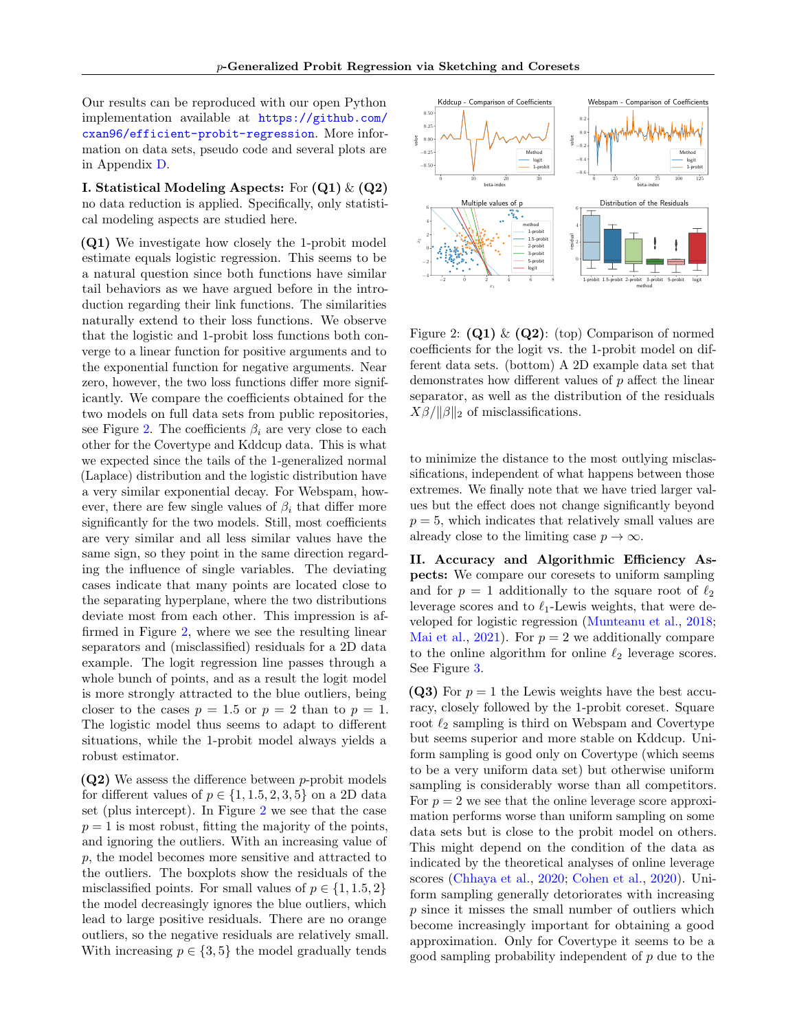Our results can be reproduced with our open Python implementation available at https://github.com/cxan96/efficient-probit-regression. More information on data sets, pseudo code and several plots are in Appendix D.

**I. Statistical Modeling Aspects:** For **(Q1)** & **(Q2)** no data reduction is applied. Specifically, only statistical modeling aspects are studied here.

**(Q1)** We investigate how closely the 1-probit model estimate equals logistic regression. This seems to be a natural question since both functions have similar tail behaviors as we have argued before in the introduction regarding their link functions. The similarities naturally extend to their loss functions. We observe that the logistic and 1-probit loss functions both converge to a linear function for positive arguments and to the exponential function for negative arguments. Near zero, however, the two loss functions differ more significantly. We compare the coefficients obtained for the two models on full data sets from public repositories, see Figure 2. The coefficients $\beta_i$ are very close to each other for the Covertype and Kddcup data. This is what we expected since the tails of the 1-generalized normal (Laplace) distribution and the logistic distribution have a very similar exponential decay. For Webspam, however, there are few single values of $\beta_i$ that differ more significantly for the two models. Still, most coefficients are very similar and all less similar values have the same sign, so they point in the same direction regarding the influence of single variables. The deviating cases indicate that many points are located close to the separating hyperplane, where the two distributions deviate most from each other. This impression is affirmed in Figure 2, where we see the resulting linear separators and (misclassified) residuals for a 2D data example. The logit regression line passes through a whole bunch of points, and as a result the logit model is more strongly attracted to the blue outliers, being closer to the cases $p = 1.5$ or $p = 2$ than to $p = 1$. The logistic model thus seems to adapt to different situations, while the 1-probit model always yields a robust estimator.

**(Q2)** We assess the difference between $p$-probit models for different values of $p \in \{1, 1.5, 2, 3, 5\}$ on a 2D data set (plus intercept). In Figure 2 we see that the case $p = 1$ is most robust, fitting the majority of the points, and ignoring the outliers. With an increasing value of $p$, the model becomes more sensitive and attracted to the outliers. The boxplots show the residuals of the misclassified points. For small values of $p \in \{1, 1.5, 2\}$ the model decreasingly ignores the blue outliers, which lead to large positive residuals. There are no orange outliers, so the negative residuals are relatively small. With increasing $p \in \{3, 5\}$ the model gradually tends

Kddcup - Comparison of Coefficients
Webspam - Comparison of Coefficients
Multiple values of p
Distribution of the Residuals

Figure 2: **(Q1)** & **(Q2)**: (top) Comparison of normed coefficients for the logit vs. the 1-probit model on different data sets. (bottom) A 2D example data set that demonstrates how different values of $p$ affect the linear separator, as well as the distribution of the residuals $X\beta/\|\beta\|_2$ of misclassifications.

to minimize the distance to the most outlying misclassifications, independent of what happens between those extremes. We finally note that we have tried larger values but the effect does not change significantly beyond $p = 5$, which indicates that relatively small values are already close to the limiting case $p \to \infty$.

**II. Accuracy and Algorithmic Efficiency Aspects:** We compare our coresets to uniform sampling and for $p = 1$ additionally to the square root of $\ell_2$ leverage scores and to $\ell_1$-Lewis weights, that were developed for logistic regression (Munteanu et al., 2018; Mai et al., 2021). For $p = 2$ we additionally compare to the online algorithm for online $\ell_2$ leverage scores. See Figure 3.

**(Q3)** For $p = 1$ the Lewis weights have the best accuracy, closely followed by the 1-probit coreset. Square root $\ell_2$ sampling is third on Webspam and Covertype but seems superior and more stable on Kddcup. Uniform sampling is good only on Covertype (which seems to be a very uniform data set) but otherwise uniform sampling is considerably worse than all competitors. For $p = 2$ we see that the online leverage score approximation performs worse than uniform sampling on some data sets but is close to the probit model on others. This might depend on the condition of the data as indicated by the theoretical analyses of online leverage scores (Chhaya et al., 2020; Cohen et al., 2020). Uniform sampling generally detoriorates with increasing $p$ since it misses the small number of outliers which become increasingly important for obtaining a good approximation. Only for Covertype it seems to be a good sampling probability independent of $p$ due to the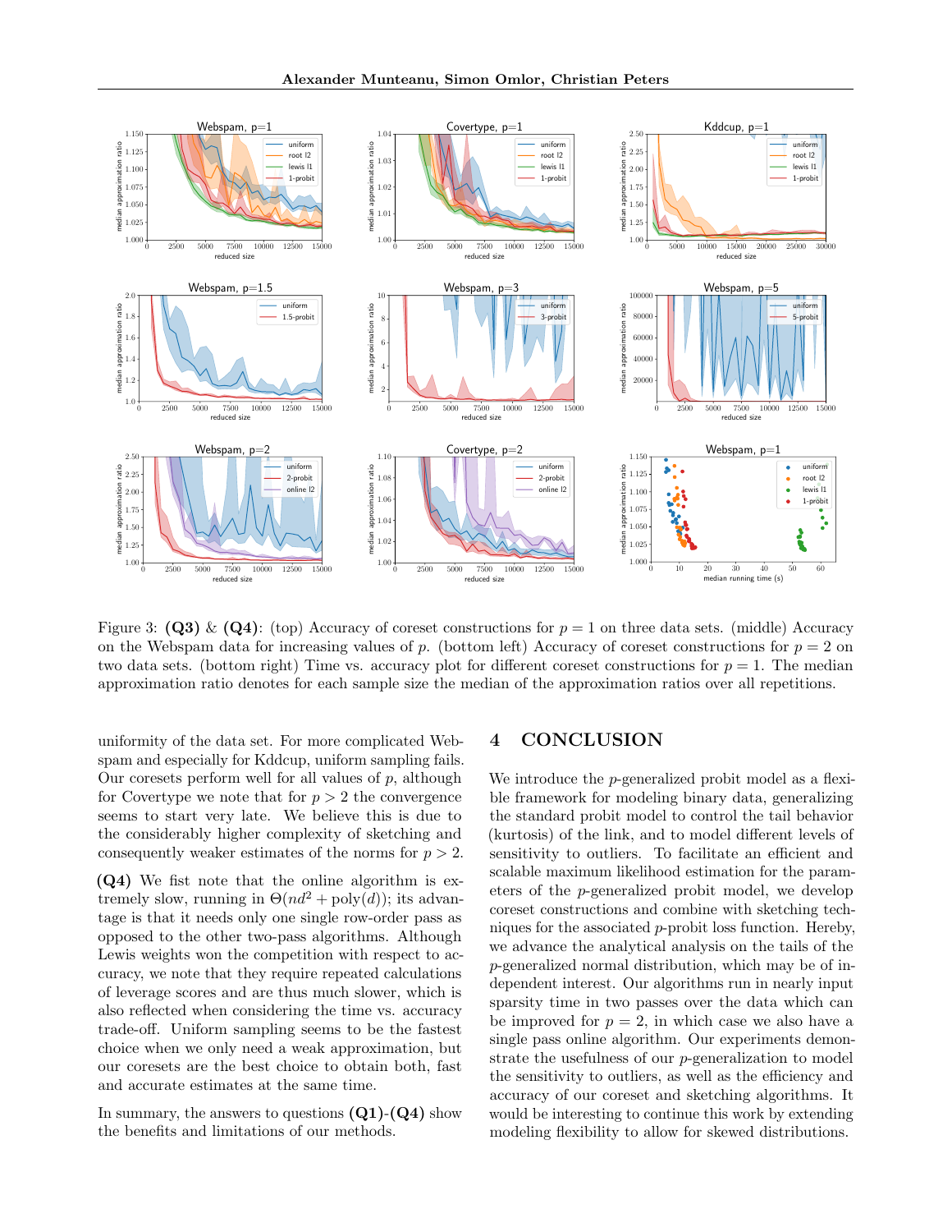Webspam, p=1

Covertype, p=1

Kddcup, p=1

Webspam, p=1.5

Webspam, p=3

Webspam, p=5

Webspam, p=2

Covertype, p=2

Webspam, p=1

Figure 3: **(Q3)** & **(Q4)**: (top) Accuracy of coreset constructions for $p = 1$ on three data sets. (middle) Accuracy on the Webspam data for increasing values of $p$. (bottom left) Accuracy of coreset constructions for $p = 2$ on two data sets. (bottom right) Time vs. accuracy plot for different coreset constructions for $p = 1$. The median approximation ratio denotes for each sample size the median of the approximation ratios over all repetitions.

uniformity of the data set. For more complicated Webspam and especially for Kddcup, uniform sampling fails. Our coresets perform well for all values of $p$, although for Covertype we note that for $p > 2$ the convergence seems to start very late. We believe this is due to the considerably higher complexity of sketching and consequently weaker estimates of the norms for $p > 2$.

**(Q4)** We fist note that the online algorithm is extremely slow, running in $\Theta(nd^2 + \text{poly}(d))$; its advantage is that it needs only one single row-order pass as opposed to the other two-pass algorithms. Although Lewis weights won the competition with respect to accuracy, we note that they require repeated calculations of leverage scores and are thus much slower, which is also reflected when considering the time vs. accuracy trade-off. Uniform sampling seems to be the fastest choice when we only need a weak approximation, but our coresets are the best choice to obtain both, fast and accurate estimates at the same time.

In summary, the answers to questions **(Q1)**-**(Q4)** show the benefits and limitations of our methods.

# 4 CONCLUSION

We introduce the $p$-generalized probit model as a flexible framework for modeling binary data, generalizing the standard probit model to control the tail behavior (kurtosis) of the link, and to model different levels of sensitivity to outliers. To facilitate an efficient and scalable maximum likelihood estimation for the parameters of the $p$-generalized probit model, we develop coreset constructions and combine with sketching techniques for the associated $p$-probit loss function. Hereby, we advance the analytical analysis on the tails of the $p$-generalized normal distribution, which may be of independent interest. Our algorithms run in nearly input sparsity time in two passes over the data which can be improved for $p = 2$, in which case we also have a single pass online algorithm. Our experiments demonstrate the usefulness of our $p$-generalization to model the sensitivity to outliers, as well as the efficiency and accuracy of our coreset and sketching algorithms. It would be interesting to continue this work by extending modeling flexibility to allow for skewed distributions.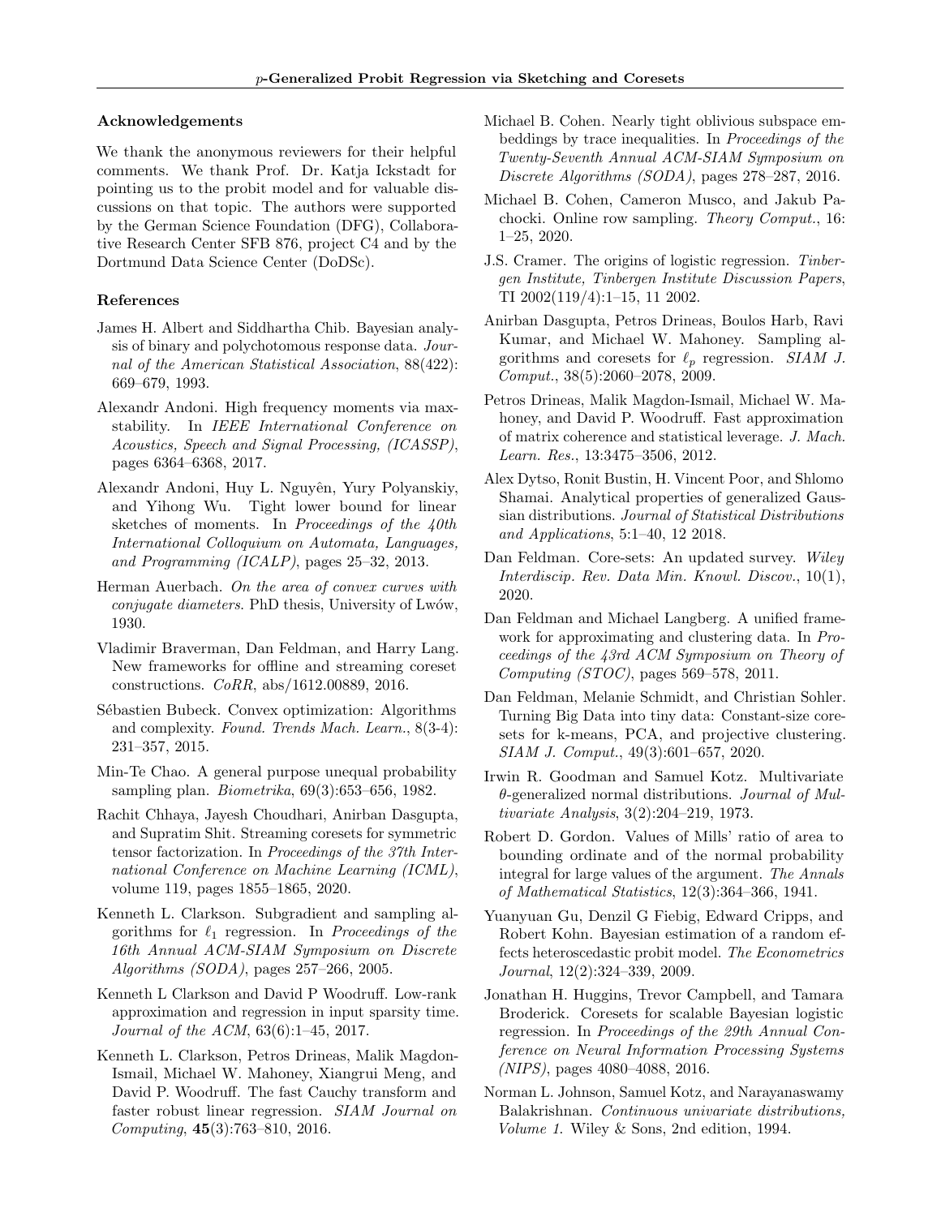### Acknowledgements

We thank the anonymous reviewers for their helpful comments. We thank Prof. Dr. Katja Ickstadt for pointing us to the probit model and for valuable discussions on that topic. The authors were supported by the German Science Foundation (DFG), Collaborative Research Center SFB 876, project C4 and by the Dortmund Data Science Center (DoDSc).

### References

James H. Albert and Siddhartha Chib. Bayesian analysis of binary and polychotomous response data. *Journal of the American Statistical Association*, 88(422): 669–679, 1993.

Alexandr Andoni. High frequency moments via max-stability. In *IEEE International Conference on Acoustics, Speech and Signal Processing, (ICASSP)*, pages 6364–6368, 2017.

Alexandr Andoni, Huy L. Nguyên, Yury Polyanskiy, and Yihong Wu. Tight lower bound for linear sketches of moments. In *Proceedings of the 40th International Colloquium on Automata, Languages, and Programming (ICALP)*, pages 25–32, 2013.

Herman Auerbach. *On the area of convex curves with conjugate diameters*. PhD thesis, University of Lwów, 1930.

Vladimir Braverman, Dan Feldman, and Harry Lang. New frameworks for offline and streaming coreset constructions. *CoRR*, abs/1612.00889, 2016.

Sébastien Bubeck. Convex optimization: Algorithms and complexity. *Found. Trends Mach. Learn.*, 8(3-4): 231–357, 2015.

Min-Te Chao. A general purpose unequal probability sampling plan. *Biometrika*, 69(3):653–656, 1982.

Rachit Chhaya, Jayesh Choudhari, Anirban Dasgupta, and Supratim Shit. Streaming coresets for symmetric tensor factorization. In *Proceedings of the 37th International Conference on Machine Learning (ICML)*, volume 119, pages 1855–1865, 2020.

Kenneth L. Clarkson. Subgradient and sampling algorithms for $\ell_1$ regression. In *Proceedings of the 16th Annual ACM-SIAM Symposium on Discrete Algorithms (SODA)*, pages 257–266, 2005.

Kenneth L Clarkson and David P Woodruff. Low-rank approximation and regression in input sparsity time. *Journal of the ACM*, 63(6):1–45, 2017.

Kenneth L. Clarkson, Petros Drineas, Malik Magdon-Ismail, Michael W. Mahoney, Xiangrui Meng, and David P. Woodruff. The fast Cauchy transform and faster robust linear regression. *SIAM Journal on Computing*, **45**(3):763–810, 2016.

Michael B. Cohen. Nearly tight oblivious subspace embeddings by trace inequalities. In *Proceedings of the Twenty-Seventh Annual ACM-SIAM Symposium on Discrete Algorithms (SODA)*, pages 278–287, 2016.

Michael B. Cohen, Cameron Musco, and Jakub Pachocki. Online row sampling. *Theory Comput.*, 16: 1–25, 2020.

J.S. Cramer. The origins of logistic regression. *Tinbergen Institute, Tinbergen Institute Discussion Papers*, TI 2002(119/4):1–15, 11 2002.

Anirban Dasgupta, Petros Drineas, Boulos Harb, Ravi Kumar, and Michael W. Mahoney. Sampling algorithms and coresets for $\ell_p$ regression. *SIAM J. Comput.*, 38(5):2060–2078, 2009.

Petros Drineas, Malik Magdon-Ismail, Michael W. Mahoney, and David P. Woodruff. Fast approximation of matrix coherence and statistical leverage. *J. Mach. Learn. Res.*, 13:3475–3506, 2012.

Alex Dytso, Ronit Bustin, H. Vincent Poor, and Shlomo Shamai. Analytical properties of generalized Gaussian distributions. *Journal of Statistical Distributions and Applications*, 5:1–40, 12 2018.

Dan Feldman. Core-sets: An updated survey. *Wiley Interdiscip. Rev. Data Min. Knowl. Discov.*, 10(1), 2020.

Dan Feldman and Michael Langberg. A unified framework for approximating and clustering data. In *Proceedings of the 43rd ACM Symposium on Theory of Computing (STOC)*, pages 569–578, 2011.

Dan Feldman, Melanie Schmidt, and Christian Sohler. Turning Big Data into tiny data: Constant-size coresets for k-means, PCA, and projective clustering. *SIAM J. Comput.*, 49(3):601–657, 2020.

Irwin R. Goodman and Samuel Kotz. Multivariate $\theta$-generalized normal distributions. *Journal of Multivariate Analysis*, 3(2):204–219, 1973.

Robert D. Gordon. Values of Mills' ratio of area to bounding ordinate and of the normal probability integral for large values of the argument. *The Annals of Mathematical Statistics*, 12(3):364–366, 1941.

Yuanyuan Gu, Denzil G Fiebig, Edward Cripps, and Robert Kohn. Bayesian estimation of a random effects heteroscedastic probit model. *The Econometrics Journal*, 12(2):324–339, 2009.

Jonathan H. Huggins, Trevor Campbell, and Tamara Broderick. Coresets for scalable Bayesian logistic regression. In *Proceedings of the 29th Annual Conference on Neural Information Processing Systems (NIPS)*, pages 4080–4088, 2016.

Norman L. Johnson, Samuel Kotz, and Narayanaswamy Balakrishnan. *Continuous univariate distributions, Volume 1.* Wiley & Sons, 2nd edition, 1994.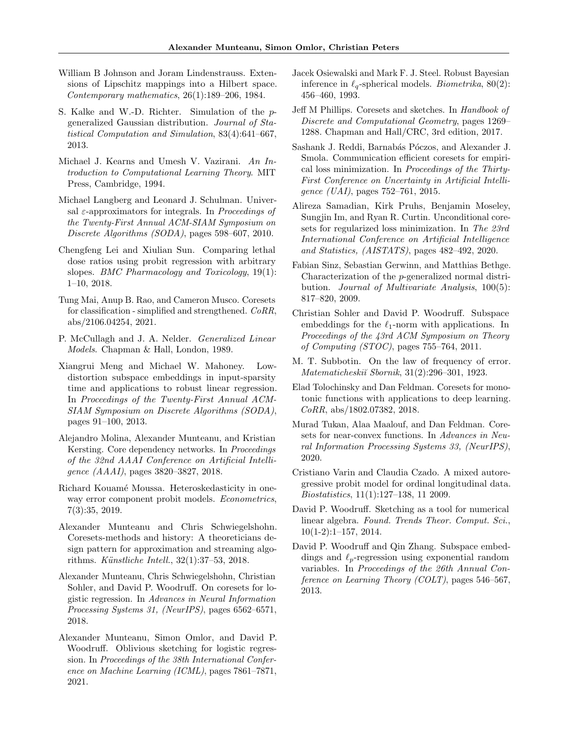William B Johnson and Joram Lindenstrauss. Extensions of Lipschitz mappings into a Hilbert space. *Contemporary mathematics*, 26(1):189–206, 1984.

S. Kalke and W.-D. Richter. Simulation of the $p$-generalized Gaussian distribution. *Journal of Statistical Computation and Simulation*, 83(4):641–667, 2013.

Michael J. Kearns and Umesh V. Vazirani. *An Introduction to Computational Learning Theory*. MIT Press, Cambridge, 1994.

Michael Langberg and Leonard J. Schulman. Universal $\varepsilon$-approximators for integrals. In *Proceedings of the Twenty-First Annual ACM-SIAM Symposium on Discrete Algorithms (SODA)*, pages 598–607, 2010.

Chengfeng Lei and Xiulian Sun. Comparing lethal dose ratios using probit regression with arbitrary slopes. *BMC Pharmacology and Toxicology*, 19(1): 1–10, 2018.

Tung Mai, Anup B. Rao, and Cameron Musco. Coresets for classification - simplified and strengthened. *CoRR*, abs/2106.04254, 2021.

P. McCullagh and J. A. Nelder. *Generalized Linear Models*. Chapman & Hall, London, 1989.

Xiangrui Meng and Michael W. Mahoney. Low-distortion subspace embeddings in input-sparsity time and applications to robust linear regression. In *Proceedings of the Twenty-First Annual ACM-SIAM Symposium on Discrete Algorithms (SODA)*, pages 91–100, 2013.

Alejandro Molina, Alexander Munteanu, and Kristian Kersting. Core dependency networks. In *Proceedings of the 32nd AAAI Conference on Artificial Intelligence (AAAI)*, pages 3820–3827, 2018.

Richard Kouamé Moussa. Heteroskedasticity in one-way error component probit models. *Econometrics*, 7(3):35, 2019.

Alexander Munteanu and Chris Schwiegelshohn. Coresets-methods and history: A theoreticians design pattern for approximation and streaming algorithms. *Künstliche Intell.*, 32(1):37–53, 2018.

Alexander Munteanu, Chris Schwiegelshohn, Christian Sohler, and David P. Woodruff. On coresets for logistic regression. In *Advances in Neural Information Processing Systems 31, (NeurIPS)*, pages 6562–6571, 2018.

Alexander Munteanu, Simon Omlor, and David P. Woodruff. Oblivious sketching for logistic regression. In *Proceedings of the 38th International Conference on Machine Learning (ICML)*, pages 7861–7871, 2021.

Jacek Osiewalski and Mark F. J. Steel. Robust Bayesian inference in $\ell_q$-spherical models. *Biometrika*, 80(2): 456–460, 1993.

Jeff M Phillips. Coresets and sketches. In *Handbook of Discrete and Computational Geometry*, pages 1269–1288. Chapman and Hall/CRC, 3rd edition, 2017.

Sashank J. Reddi, Barnabás Póczos, and Alexander J. Smola. Communication efficient coresets for empirical loss minimization. In *Proceedings of the Thirty-First Conference on Uncertainty in Artificial Intelligence (UAI)*, pages 752–761, 2015.

Alireza Samadian, Kirk Pruhs, Benjamin Moseley, Sungjin Im, and Ryan R. Curtin. Unconditional coresets for regularized loss minimization. In *The 23rd International Conference on Artificial Intelligence and Statistics, (AISTATS)*, pages 482–492, 2020.

Fabian Sinz, Sebastian Gerwinn, and Matthias Bethge. Characterization of the $p$-generalized normal distribution. *Journal of Multivariate Analysis*, 100(5): 817–820, 2009.

Christian Sohler and David P. Woodruff. Subspace embeddings for the $\ell_1$-norm with applications. In *Proceedings of the 43rd ACM Symposium on Theory of Computing (STOC)*, pages 755–764, 2011.

M. T. Subbotin. On the law of frequency of error. *Matematicheskiĭ Sbornik*, 31(2):296–301, 1923.

Elad Tolochinsky and Dan Feldman. Coresets for monotonic functions with applications to deep learning. *CoRR*, abs/1802.07382, 2018.

Murad Tukan, Alaa Maalouf, and Dan Feldman. Coresets for near-convex functions. In *Advances in Neural Information Processing Systems 33, (NeurIPS)*, 2020.

Cristiano Varin and Claudia Czado. A mixed autoregressive probit model for ordinal longitudinal data. *Biostatistics*, 11(1):127–138, 11 2009.

David P. Woodruff. Sketching as a tool for numerical linear algebra. *Found. Trends Theor. Comput. Sci.*, 10(1-2):1–157, 2014.

David P. Woodruff and Qin Zhang. Subspace embeddings and $\ell_p$-regression using exponential random variables. In *Proceedings of the 26th Annual Conference on Learning Theory (COLT)*, pages 546–567, 2013.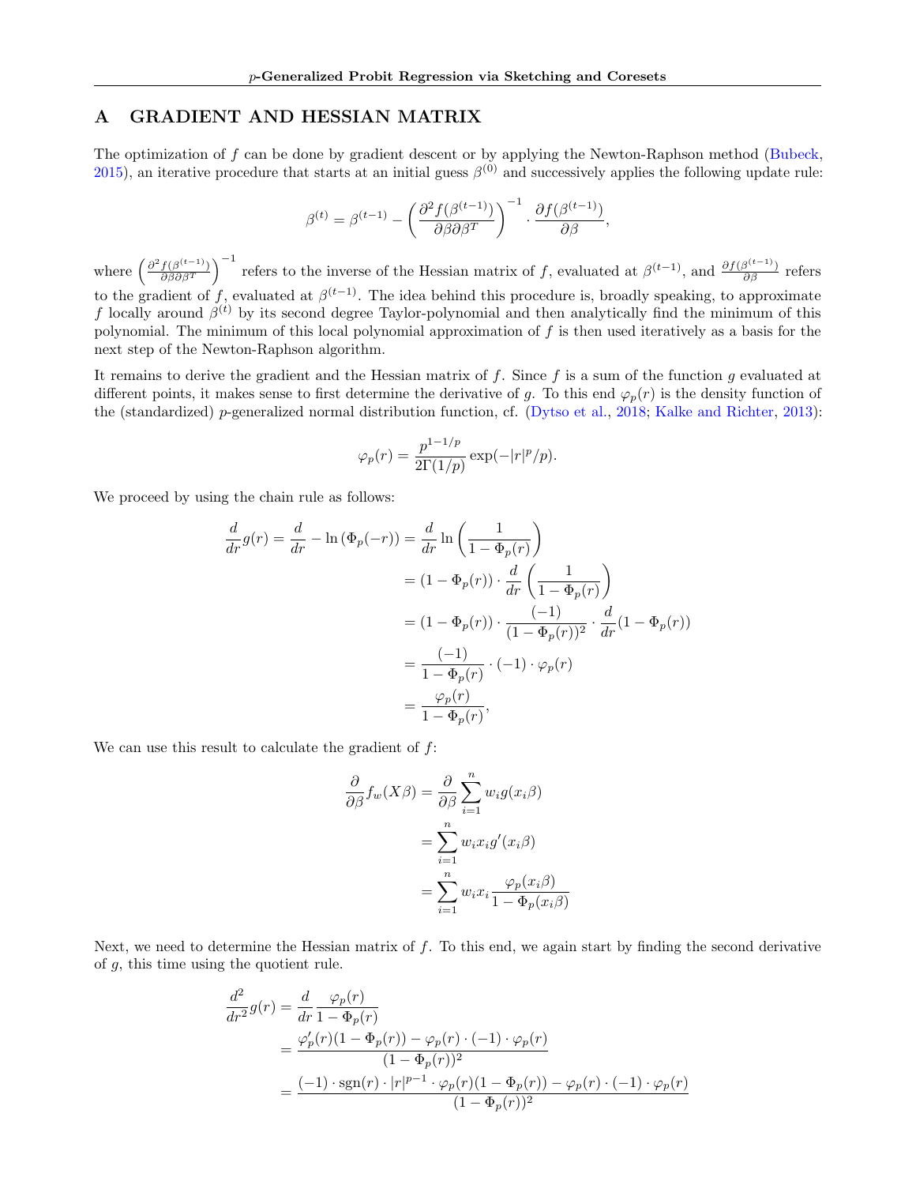# A GRADIENT AND HESSIAN MATRIX

The optimization of $f$ can be done by gradient descent or by applying the Newton-Raphson method (Bubeck, 2015), an iterative procedure that starts at an initial guess $\beta^{(0)}$ and successively applies the following update rule:

$$\beta^{(t)} = \beta^{(t-1)} - \left( \frac{\partial^2 f(\beta^{(t-1)})}{\partial \beta \partial \beta^T} \right)^{-1} \cdot \frac{\partial f(\beta^{(t-1)})}{\partial \beta},$$

where $\left( \frac{\partial^2 f(\beta^{(t-1)})}{\partial \beta \partial \beta^T} \right)^{-1}$ refers to the inverse of the Hessian matrix of $f$, evaluated at $\beta^{(t-1)}$, and $\frac{\partial f(\beta^{(t-1)})}{\partial \beta}$ refers to the gradient of $f$, evaluated at $\beta^{(t-1)}$. The idea behind this procedure is, broadly speaking, to approximate $f$ locally around $\beta^{(t)}$ by its second degree Taylor-polynomial and then analytically find the minimum of this polynomial. The minimum of this local polynomial approximation of $f$ is then used iteratively as a basis for the next step of the Newton-Raphson algorithm.

It remains to derive the gradient and the Hessian matrix of $f$. Since $f$ is a sum of the function $g$ evaluated at different points, it makes sense to first determine the derivative of $g$. To this end $\varphi_p(r)$ is the density function of the (standardized) $p$-generalized normal distribution function, cf. (Dytso et al., 2018; Kalke and Richter, 2013):

$$\varphi_p(r) = \frac{p^{1-1/p}}{2\Gamma(1/p)} \exp(-|r|^p/p).$$

We proceed by using the chain rule as follows:

$$\begin{aligned}
\frac{d}{dr} g(r) = \frac{d}{dr} - \ln\left(\Phi_p(-r)\right) &= \frac{d}{dr} \ln\left( \frac{1}{1 - \Phi_p(r)} \right) \\
&= (1 - \Phi_p(r)) \cdot \frac{d}{dr} \left( \frac{1}{1 - \Phi_p(r)} \right) \\
&= (1 - \Phi_p(r)) \cdot \frac{(-1)}{(1 - \Phi_p(r))^2} \cdot \frac{d}{dr} (1 - \Phi_p(r)) \\
&= \frac{(-1)}{1 - \Phi_p(r)} \cdot (-1) \cdot \varphi_p(r) \\
&= \frac{\varphi_p(r)}{1 - \Phi_p(r)},
\end{aligned}$$

We can use this result to calculate the gradient of $f$:

$$\begin{aligned}
\frac{\partial}{\partial \beta} f_w(X\beta) &= \frac{\partial}{\partial \beta} \sum_{i=1}^n w_i g(x_i \beta) \\
&= \sum_{i=1}^n w_i x_i g'(x_i \beta) \\
&= \sum_{i=1}^n w_i x_i \frac{\varphi_p(x_i \beta)}{1 - \Phi_p(x_i \beta)}
\end{aligned}$$

Next, we need to determine the Hessian matrix of $f$. To this end, we again start by finding the second derivative of $g$, this time using the quotient rule.

$$\begin{aligned}
\frac{d^2}{dr^2} g(r) &= \frac{d}{dr} \frac{\varphi_p(r)}{1 - \Phi_p(r)} \\
&= \frac{\varphi_p'(r)(1 - \Phi_p(r)) - \varphi_p(r) \cdot (-1) \cdot \varphi_p(r)}{(1 - \Phi_p(r))^2} \\
&= \frac{(-1) \cdot \operatorname{sgn}(r) \cdot |r|^{p-1} \cdot \varphi_p(r)(1 - \Phi_p(r)) - \varphi_p(r) \cdot (-1) \cdot \varphi_p(r)}{(1 - \Phi_p(r))^2}
\end{aligned}$$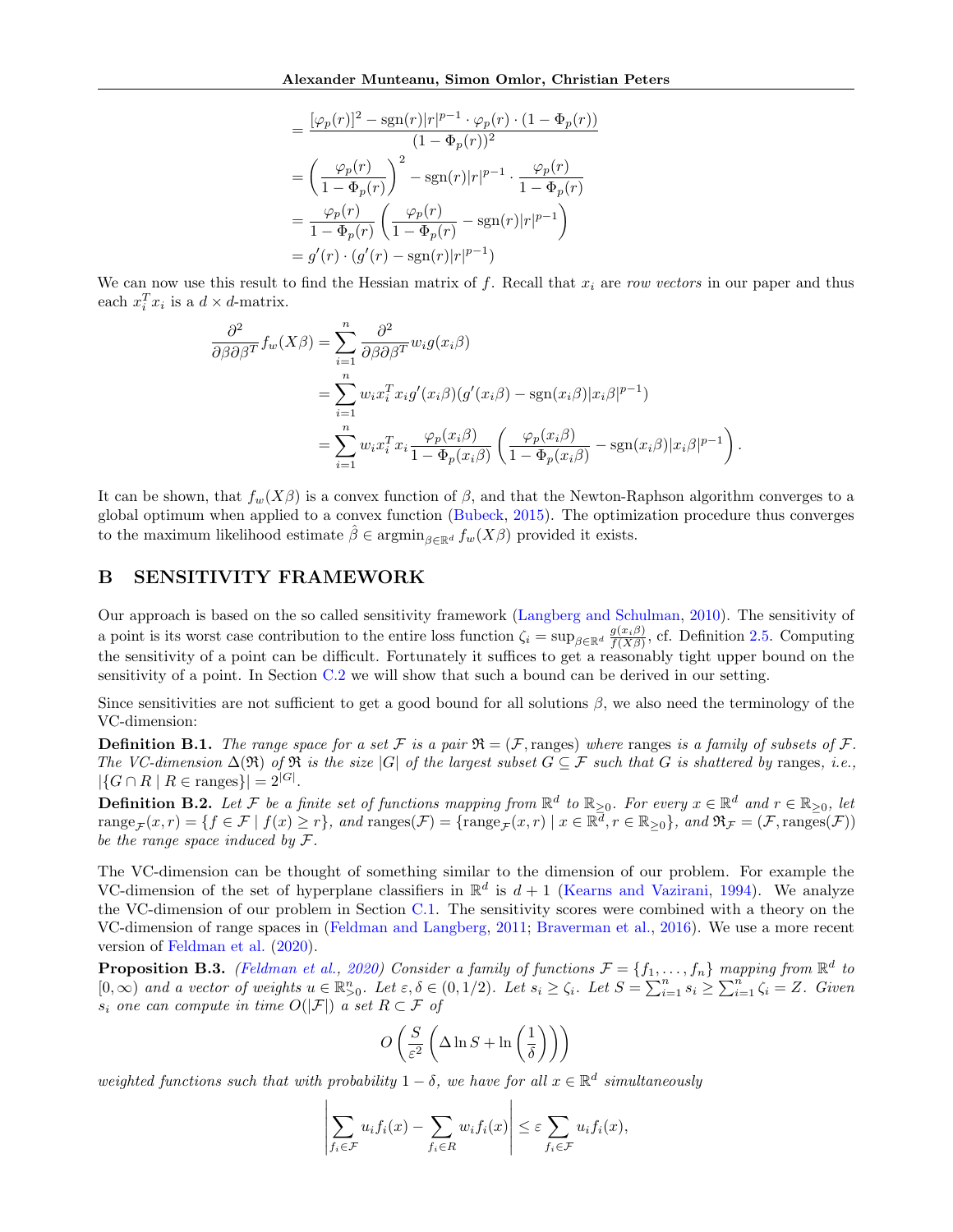$$
\begin{aligned}
&= \frac{[\varphi_p(r)]^2 - \operatorname{sgn}(r)|r|^{p-1} \cdot \varphi_p(r) \cdot (1-\Phi_p(r))}{(1-\Phi_p(r))^2} \\
&= \left(\frac{\varphi_p(r)}{1-\Phi_p(r)}\right)^2 - \operatorname{sgn}(r)|r|^{p-1} \cdot \frac{\varphi_p(r)}{1-\Phi_p(r)} \\
&= \frac{\varphi_p(r)}{1-\Phi_p(r)} \left(\frac{\varphi_p(r)}{1-\Phi_p(r)} - \operatorname{sgn}(r)|r|^{p-1}\right) \\
&= g'(r) \cdot (g'(r) - \operatorname{sgn}(r)|r|^{p-1})
\end{aligned}
$$

We can now use this result to find the Hessian matrix of $f$. Recall that $x_i$ are *row vectors* in our paper and thus each $x_i^T x_i$ is a $d \times d$-matrix.

$$
\begin{aligned}
\frac{\partial^2}{\partial\beta\partial\beta^T} f_w(X\beta) &= \sum_{i=1}^n \frac{\partial^2}{\partial\beta\partial\beta^T} w_i g(x_i\beta) \\
&= \sum_{i=1}^n w_i x_i^T x_i g'(x_i\beta)(g'(x_i\beta) - \operatorname{sgn}(x_i\beta)|x_i\beta|^{p-1}) \\
&= \sum_{i=1}^n w_i x_i^T x_i \frac{\varphi_p(x_i\beta)}{1-\Phi_p(x_i\beta)} \left(\frac{\varphi_p(x_i\beta)}{1-\Phi_p(x_i\beta)} - \operatorname{sgn}(x_i\beta)|x_i\beta|^{p-1}\right).
\end{aligned}
$$

It can be shown, that $f_w(X\beta)$ is a convex function of $\beta$, and that the Newton-Raphson algorithm converges to a global optimum when applied to a convex function (Bubeck, 2015). The optimization procedure thus converges to the maximum likelihood estimate $\hat{\beta} \in \operatorname{argmin}_{\beta\in\mathbb{R}^d} f_w(X\beta)$ provided it exists.

# B SENSITIVITY FRAMEWORK

Our approach is based on the so called sensitivity framework (Langberg and Schulman, 2010). The sensitivity of a point is its worst case contribution to the entire loss function $\zeta_i = \sup_{\beta\in\mathbb{R}^d} \frac{g(x_i\beta)}{f(X\beta)}$, cf. Definition 2.5. Computing the sensitivity of a point can be difficult. Fortunately it suffices to get a reasonably tight upper bound on the sensitivity of a point. In Section C.2 we will show that such a bound can be derived in our setting.

Since sensitivities are not sufficient to get a good bound for all solutions $\beta$, we also need the terminology of the VC-dimension:

**Definition B.1.** *The range space for a set $\mathcal{F}$ is a pair $\mathfrak{R} = (\mathcal{F}, \text{ranges})$ where* ranges *is a family of subsets of $\mathcal{F}$. The VC-dimension $\Delta(\mathfrak{R})$ of $\mathfrak{R}$ is the size $|G|$ of the largest subset $G \subseteq \mathcal{F}$ such that $G$ is shattered by* ranges*, i.e., $|\{G \cap R \mid R \in \text{ranges}\}| = 2^{|G|}$.*

**Definition B.2.** *Let $\mathcal{F}$ be a finite set of functions mapping from $\mathbb{R}^d$ to $\mathbb{R}_{\geq 0}$. For every $x \in \mathbb{R}^d$ and $r \in \mathbb{R}_{\geq 0}$, let $\text{range}_{\mathcal{F}}(x, r) = \{f \in \mathcal{F} \mid f(x) \geq r\}$, and $\text{ranges}(\mathcal{F}) = \{\text{range}_{\mathcal{F}}(x, r) \mid x \in \mathbb{R}^d, r \in \mathbb{R}_{\geq 0}\}$, and $\mathfrak{R}_{\mathcal{F}} = (\mathcal{F}, \text{ranges}(\mathcal{F}))$ be the range space induced by $\mathcal{F}$.*

The VC-dimension can be thought of something similar to the dimension of our problem. For example the VC-dimension of the set of hyperplane classifiers in $\mathbb{R}^d$ is $d + 1$ (Kearns and Vazirani, 1994). We analyze the VC-dimension of our problem in Section C.1. The sensitivity scores were combined with a theory on the VC-dimension of range spaces in (Feldman and Langberg, 2011; Braverman et al., 2016). We use a more recent version of Feldman et al. (2020).

**Proposition B.3.** *(Feldman et al., 2020) Consider a family of functions $\mathcal{F} = \{f_1, \ldots, f_n\}$ mapping from $\mathbb{R}^d$ to $[0, \infty)$ and a vector of weights $u \in \mathbb{R}^n_{>0}$. Let $\varepsilon, \delta \in (0, 1/2)$. Let $s_i \geq \zeta_i$. Let $S = \sum_{i=1}^n s_i \geq \sum_{i=1}^n \zeta_i = Z$. Given $s_i$ one can compute in time $O(|\mathcal{F}|)$ a set $R \subset \mathcal{F}$ of*

$$
O\left(\frac{S}{\varepsilon^2}\left(\Delta \ln S + \ln\left(\frac{1}{\delta}\right)\right)\right)
$$

*weighted functions such that with probability $1 - \delta$, we have for all $x \in \mathbb{R}^d$ simultaneously*

$$
\left|\sum_{f_i\in\mathcal{F}} u_i f_i(x) - \sum_{f_i\in R} w_i f_i(x)\right| \leq \varepsilon \sum_{f_i\in\mathcal{F}} u_i f_i(x),
$$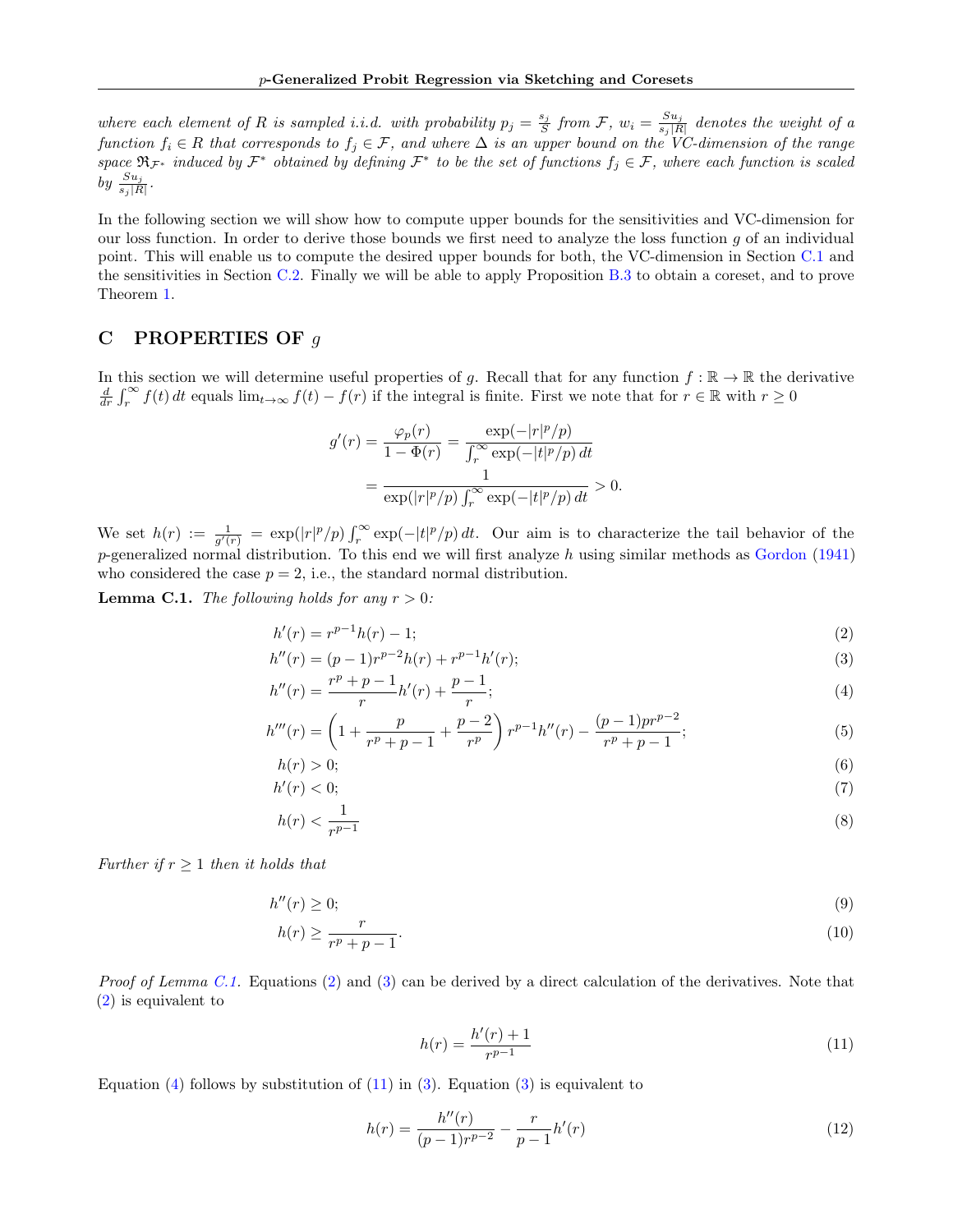*where each element of $R$ is sampled i.i.d. with probability $p_j = \frac{s_j}{S}$ from $\mathcal{F}$, $w_i = \frac{Su_j}{s_j|R|}$ denotes the weight of a function $f_i \in R$ that corresponds to $f_j \in \mathcal{F}$, and where $\Delta$ is an upper bound on the VC-dimension of the range space $\mathfrak{R}_{\mathcal{F}^*}$ induced by $\mathcal{F}^*$ obtained by defining $\mathcal{F}^*$ to be the set of functions $f_j \in \mathcal{F}$, where each function is scaled by $\frac{Su_j}{s_j|R|}$.*

In the following section we will show how to compute upper bounds for the sensitivities and VC-dimension for our loss function. In order to derive those bounds we first need to analyze the loss function $g$ of an individual point. This will enable us to compute the desired upper bounds for both, the VC-dimension in Section C.1 and the sensitivities in Section C.2. Finally we will be able to apply Proposition B.3 to obtain a coreset, and to prove Theorem 1.

# C PROPERTIES OF $g$

In this section we will determine useful properties of $g$. Recall that for any function $f : \mathbb{R} \to \mathbb{R}$ the derivative $\frac{d}{dr} \int_r^\infty f(t)\,dt$ equals $\lim_{t\to\infty} f(t) - f(r)$ if the integral is finite. First we note that for $r \in \mathbb{R}$ with $r \geq 0$

$$
\begin{aligned}
g'(r) &= \frac{\varphi_p(r)}{1-\Phi(r)} = \frac{\exp(-|r|^p/p)}{\int_r^\infty \exp(-|t|^p/p)\,dt} \\
&= \frac{1}{\exp(|r|^p/p)\int_r^\infty \exp(-|t|^p/p)\,dt} > 0.
\end{aligned}
$$

We set $h(r) := \frac{1}{g'(r)} = \exp(|r|^p/p)\int_r^\infty \exp(-|t|^p/p)\,dt$. Our aim is to characterize the tail behavior of the $p$-generalized normal distribution. To this end we will first analyze $h$ using similar methods as Gordon (1941) who considered the case $p = 2$, i.e., the standard normal distribution.

**Lemma C.1.** *The following holds for any $r > 0$:*

$$
h'(r) = r^{p-1}h(r) - 1; \tag{2}
$$

$$
h''(r) = (p-1)r^{p-2}h(r) + r^{p-1}h'(r); \tag{3}
$$

$$
h''(r) = \frac{r^p + p - 1}{r}h'(r) + \frac{p-1}{r}; \tag{4}
$$

$$
h'''(r) = \left(1 + \frac{p}{r^p + p - 1} + \frac{p-2}{r^p}\right) r^{p-1}h''(r) - \frac{(p-1)pr^{p-2}}{r^p + p - 1}; \tag{5}
$$

$$
h(r) > 0; \tag{6}
$$

$$
h'(r) < 0; \tag{7}
$$

$$
h(r) < \frac{1}{r^{p-1}} \tag{8}
$$

*Further if $r \geq 1$ then it holds that*

$$
h''(r) \geq 0; \tag{9}
$$

$$
h(r) \geq \frac{r}{r^p + p - 1}. \tag{10}
$$

*Proof of Lemma C.1.* Equations (2) and (3) can be derived by a direct calculation of the derivatives. Note that (2) is equivalent to

$$
h(r) = \frac{h'(r) + 1}{r^{p-1}} \tag{11}
$$

Equation (4) follows by substitution of (11) in (3). Equation (3) is equivalent to

$$
h(r) = \frac{h''(r)}{(p-1)r^{p-2}} - \frac{r}{p-1}h'(r) \tag{12}
$$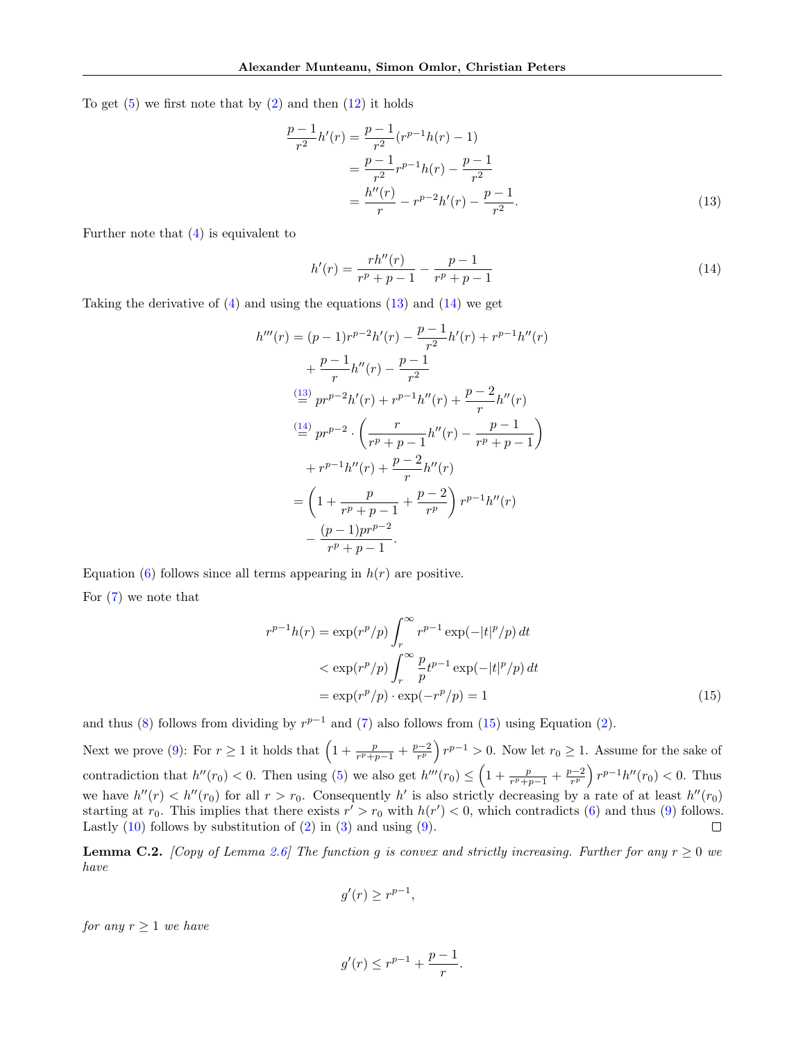To get (5) we first note that by (2) and then (12) it holds

$$
\begin{aligned}
\frac{p-1}{r^2} h'(r) &= \frac{p-1}{r^2}(r^{p-1}h(r) - 1) \\
&= \frac{p-1}{r^2} r^{p-1} h(r) - \frac{p-1}{r^2} \\
&= \frac{h''(r)}{r} - r^{p-2}h'(r) - \frac{p-1}{r^2}.
\end{aligned} \tag{13}
$$

Further note that (4) is equivalent to

$$
h'(r) = \frac{rh''(r)}{r^p + p - 1} - \frac{p-1}{r^p + p - 1} \tag{14}
$$

Taking the derivative of (4) and using the equations (13) and (14) we get

$$
\begin{aligned}
h'''(r) &= (p-1)r^{p-2}h'(r) - \frac{p-1}{r^2}h'(r) + r^{p-1}h''(r) \\
&\quad + \frac{p-1}{r}h''(r) - \frac{p-1}{r^2} \\
&\overset{(13)}{=} pr^{p-2}h'(r) + r^{p-1}h''(r) + \frac{p-2}{r}h''(r) \\
&\overset{(14)}{=} pr^{p-2} \cdot \left( \frac{r}{r^p + p - 1}h''(r) - \frac{p-1}{r^p + p - 1} \right) \\
&\quad + r^{p-1}h''(r) + \frac{p-2}{r}h''(r) \\
&= \left( 1 + \frac{p}{r^p + p - 1} + \frac{p-2}{r^p} \right) r^{p-1}h''(r) \\
&\quad - \frac{(p-1)pr^{p-2}}{r^p + p - 1}.
\end{aligned}
$$

Equation (6) follows since all terms appearing in $h(r)$ are positive.

For (7) we note that

$$
\begin{aligned}
r^{p-1}h(r) &= \exp(r^p/p) \int_r^\infty r^{p-1} \exp(-|t|^p/p)\, dt \\
&< \exp(r^p/p) \int_r^\infty \frac{p}{p} t^{p-1} \exp(-|t|^p/p)\, dt \\
&= \exp(r^p/p) \cdot \exp(-r^p/p) = 1
\end{aligned} \tag{15}
$$

and thus (8) follows from dividing by $r^{p-1}$ and (7) also follows from (15) using Equation (2).

Next we prove (9): For $r \geq 1$ it holds that $\left(1 + \frac{p}{r^p+p-1} + \frac{p-2}{r^p}\right) r^{p-1} > 0$. Now let $r_0 \geq 1$. Assume for the sake of contradiction that $h''(r_0) < 0$. Then using (5) we also get $h'''(r_0) \leq \left(1 + \frac{p}{r^p+p-1} + \frac{p-2}{r^p}\right) r^{p-1} h''(r_0) < 0$. Thus we have $h''(r) < h''(r_0)$ for all $r > r_0$. Consequently $h'$ is also strictly decreasing by a rate of at least $h''(r_0)$ starting at $r_0$. This implies that there exists $r' > r_0$ with $h(r') < 0$, which contradicts (6) and thus (9) follows. Lastly (10) follows by substitution of (2) in (3) and using (9). ◻

**Lemma C.2.** *[Copy of Lemma 2.6] The function $g$ is convex and strictly increasing. Further for any $r \geq 0$ we have*

$$
g'(r) \geq r^{p-1},
$$

*for any $r \geq 1$ we have*

$$
g'(r) \leq r^{p-1} + \frac{p-1}{r}.
$$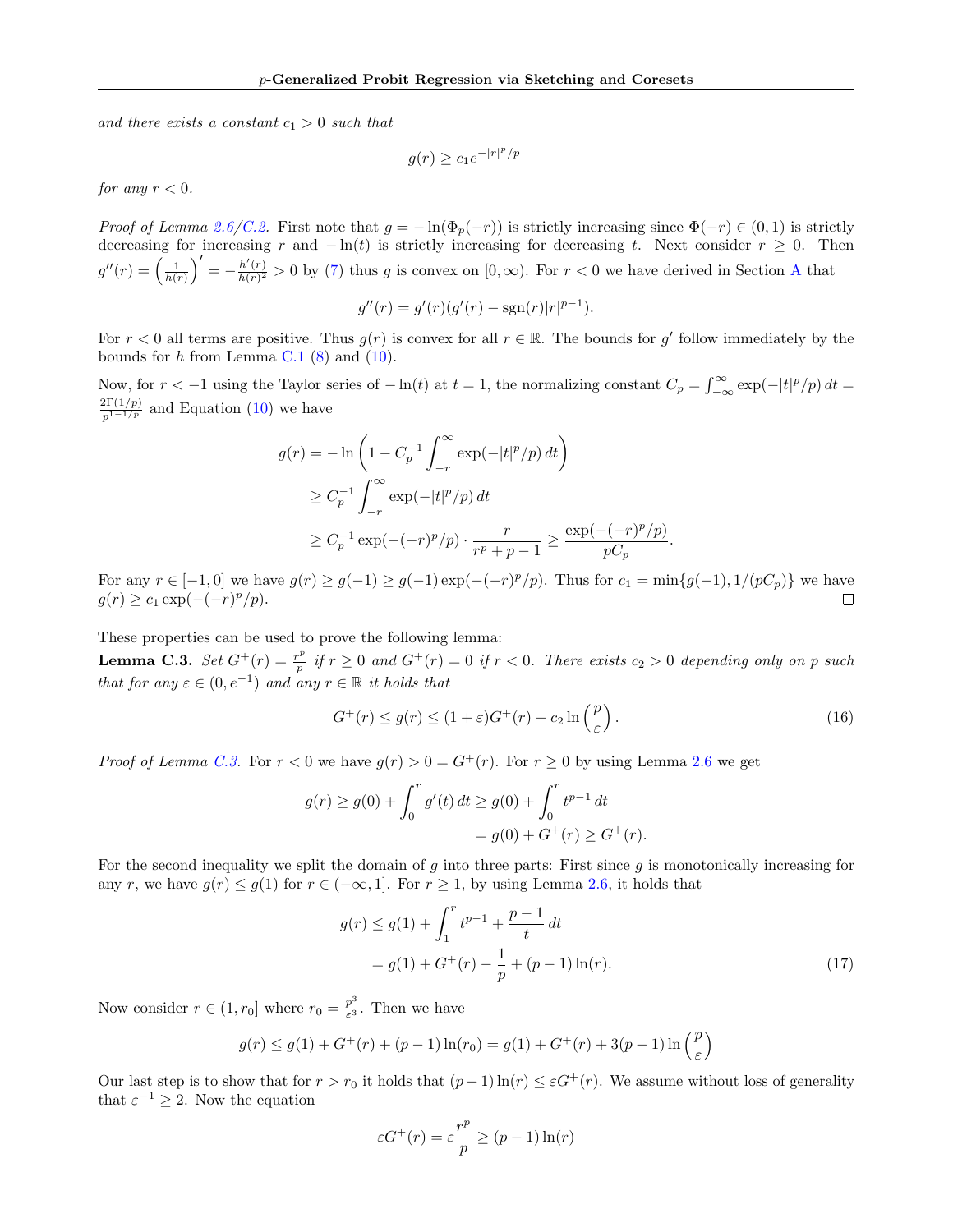*and there exists a constant $c_1 > 0$ such that*

$$g(r) \geq c_1 e^{-|r|^p/p}$$

*for any $r < 0$.*

*Proof of Lemma 2.6/C.2.* First note that $g = -\ln(\Phi_p(-r))$ is strictly increasing since $\Phi(-r) \in (0,1)$ is strictly decreasing for increasing $r$ and $-\ln(t)$ is strictly increasing for decreasing $t$. Next consider $r \geq 0$. Then $g''(r) = \left(\frac{1}{h(r)}\right)' = -\frac{h'(r)}{h(r)^2} > 0$ by (7) thus $g$ is convex on $[0, \infty)$. For $r < 0$ we have derived in Section A that

$$g''(r) = g'(r)(g'(r) - \operatorname{sgn}(r)|r|^{p-1}).$$

For $r < 0$ all terms are positive. Thus $g(r)$ is convex for all $r \in \mathbb{R}$. The bounds for $g'$ follow immediately by the bounds for $h$ from Lemma C.1 (8) and (10).

Now, for $r < -1$ using the Taylor series of $-\ln(t)$ at $t = 1$, the normalizing constant $C_p = \int_{-\infty}^{\infty} \exp(-|t|^p/p)\, dt = \frac{2\Gamma(1/p)}{p^{1-1/p}}$ and Equation (10) we have

$$\begin{aligned}
g(r) &= -\ln\left(1 - C_p^{-1} \int_{-r}^{\infty} \exp(-|t|^p/p)\, dt\right) \\
&\geq C_p^{-1} \int_{-r}^{\infty} \exp(-|t|^p/p)\, dt \\
&\geq C_p^{-1} \exp(-(-r)^p/p) \cdot \frac{r}{r^p + p - 1} \geq \frac{\exp(-(-r)^p/p)}{pC_p}.
\end{aligned}$$

For any $r \in [-1, 0]$ we have $g(r) \geq g(-1) \geq g(-1)\exp(-(-r)^p/p)$. Thus for $c_1 = \min\{g(-1), 1/(pC_p)\}$ we have $g(r) \geq c_1 \exp(-(-r)^p/p)$. $\square$

These properties can be used to prove the following lemma:

**Lemma C.3.** *Set $G^+(r) = \frac{r^p}{p}$ if $r \geq 0$ and $G^+(r) = 0$ if $r < 0$. There exists $c_2 > 0$ depending only on $p$ such that for any $\varepsilon \in (0, e^{-1})$ and any $r \in \mathbb{R}$ it holds that*

$$G^+(r) \leq g(r) \leq (1+\varepsilon)G^+(r) + c_2 \ln\left(\frac{p}{\varepsilon}\right). \tag{16}$$

*Proof of Lemma C.3.* For $r < 0$ we have $g(r) > 0 = G^+(r)$. For $r \geq 0$ by using Lemma 2.6 we get

$$\begin{aligned}
g(r) \geq g(0) + \int_0^r g'(t)\, dt &\geq g(0) + \int_0^r t^{p-1}\, dt \\
&= g(0) + G^+(r) \geq G^+(r).
\end{aligned}$$

For the second inequality we split the domain of $g$ into three parts: First since $g$ is monotonically increasing for any $r$, we have $g(r) \leq g(1)$ for $r \in (-\infty, 1]$. For $r \geq 1$, by using Lemma 2.6, it holds that

$$\begin{aligned}
g(r) &\leq g(1) + \int_1^r t^{p-1} + \frac{p-1}{t}\, dt \\
&= g(1) + G^+(r) - \frac{1}{p} + (p-1)\ln(r).
\end{aligned} \tag{17}$$

Now consider $r \in (1, r_0]$ where $r_0 = \frac{p^3}{\varepsilon^3}$. Then we have

$$g(r) \leq g(1) + G^+(r) + (p-1)\ln(r_0) = g(1) + G^+(r) + 3(p-1)\ln\left(\frac{p}{\varepsilon}\right)$$

Our last step is to show that for $r > r_0$ it holds that $(p-1)\ln(r) \leq \varepsilon G^+(r)$. We assume without loss of generality that $\varepsilon^{-1} \geq 2$. Now the equation

$$\varepsilon G^+(r) = \varepsilon \frac{r^p}{p} \geq (p-1)\ln(r)$$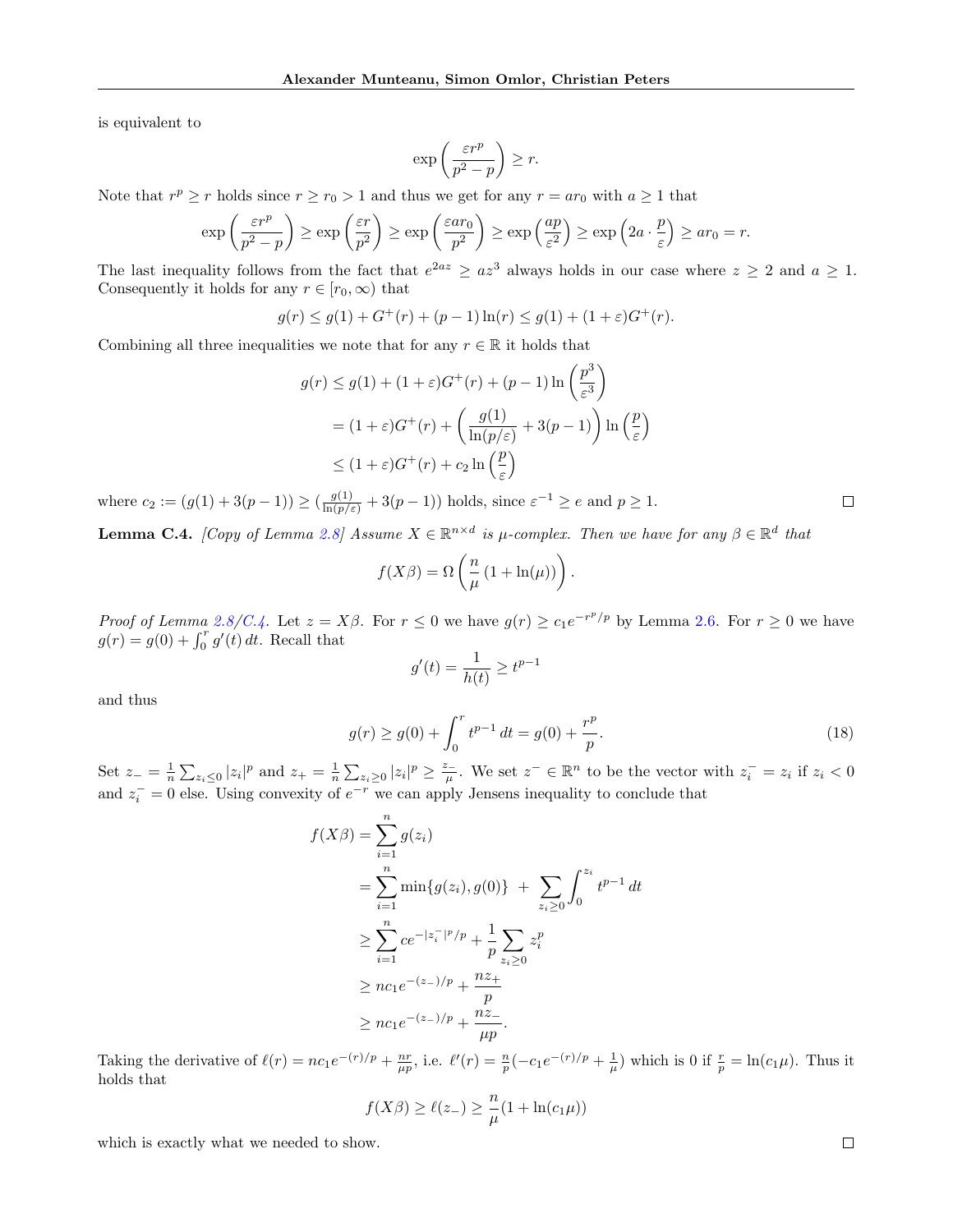is equivalent to

$$\exp\left(\frac{\varepsilon r^p}{p^2-p}\right) \geq r.$$

Note that $r^p \geq r$ holds since $r \geq r_0 > 1$ and thus we get for any $r = ar_0$ with $a \geq 1$ that

$$\exp\left(\frac{\varepsilon r^p}{p^2-p}\right) \geq \exp\left(\frac{\varepsilon r}{p^2}\right) \geq \exp\left(\frac{\varepsilon a r_0}{p^2}\right) \geq \exp\left(\frac{ap}{\varepsilon^2}\right) \geq \exp\left(2a \cdot \frac{p}{\varepsilon}\right) \geq ar_0 = r.$$

The last inequality follows from the fact that $e^{2az} \geq az^3$ always holds in our case where $z \geq 2$ and $a \geq 1$. Consequently it holds for any $r \in [r_0, \infty)$ that

$$g(r) \leq g(1) + G^+(r) + (p-1)\ln(r) \leq g(1) + (1+\varepsilon)G^+(r).$$

Combining all three inequalities we note that for any $r \in \mathbb{R}$ it holds that

$$\begin{aligned}
g(r) &\leq g(1) + (1+\varepsilon)G^+(r) + (p-1)\ln\left(\frac{p^3}{\varepsilon^3}\right) \\
&= (1+\varepsilon)G^+(r) + \left(\frac{g(1)}{\ln(p/\varepsilon)} + 3(p-1)\right)\ln\left(\frac{p}{\varepsilon}\right) \\
&\leq (1+\varepsilon)G^+(r) + c_2 \ln\left(\frac{p}{\varepsilon}\right)
\end{aligned}$$

where $c_2 := (g(1) + 3(p-1)) \geq (\frac{g(1)}{\ln(p/\varepsilon)} + 3(p-1))$ holds, since $\varepsilon^{-1} \geq e$ and $p \geq 1$. □

**Lemma C.4.** *[Copy of Lemma 2.8] Assume $X \in \mathbb{R}^{n \times d}$ is $\mu$-complex. Then we have for any $\beta \in \mathbb{R}^d$ that*

$$f(X\beta) = \Omega\left(\frac{n}{\mu}\left(1 + \ln(\mu)\right)\right).$$

*Proof of Lemma 2.8/C.4.* Let $z = X\beta$. For $r \leq 0$ we have $g(r) \geq c_1 e^{-r^p/p}$ by Lemma 2.6. For $r \geq 0$ we have $g(r) = g(0) + \int_0^r g'(t)\,dt$. Recall that

$$g'(t) = \frac{1}{h(t)} \geq t^{p-1}$$

and thus

$$g(r) \geq g(0) + \int_0^r t^{p-1}\,dt = g(0) + \frac{r^p}{p}. \tag{18}$$

Set $z_- = \frac{1}{n}\sum_{z_i \leq 0} |z_i|^p$ and $z_+ = \frac{1}{n}\sum_{z_i \geq 0} |z_i|^p \geq \frac{z_-}{\mu}$. We set $z^- \in \mathbb{R}^n$ to be the vector with $z_i^- = z_i$ if $z_i < 0$ and $z_i^- = 0$ else. Using convexity of $e^{-r}$ we can apply Jensens inequality to conclude that

$$\begin{aligned}
f(X\beta) &= \sum_{i=1}^n g(z_i) \\
&= \sum_{i=1}^n \min\{g(z_i), g(0)\} \;+\; \sum_{z_i \geq 0} \int_0^{z_i} t^{p-1}\,dt \\
&\geq \sum_{i=1}^n c e^{-|z_i^-|^p/p} + \frac{1}{p}\sum_{z_i \geq 0} z_i^p \\
&\geq nc_1 e^{-(z_-)/p} + \frac{nz_+}{p} \\
&\geq nc_1 e^{-(z_-)/p} + \frac{nz_-}{\mu p}.
\end{aligned}$$

Taking the derivative of $\ell(r) = nc_1 e^{-(r)/p} + \frac{nr}{\mu p}$, i.e. $\ell'(r) = \frac{n}{p}(-c_1 e^{-(r)/p} + \frac{1}{\mu})$ which is 0 if $\frac{r}{p} = \ln(c_1\mu)$. Thus it holds that

$$f(X\beta) \geq \ell(z_-) \geq \frac{n}{\mu}(1 + \ln(c_1\mu))$$

which is exactly what we needed to show. □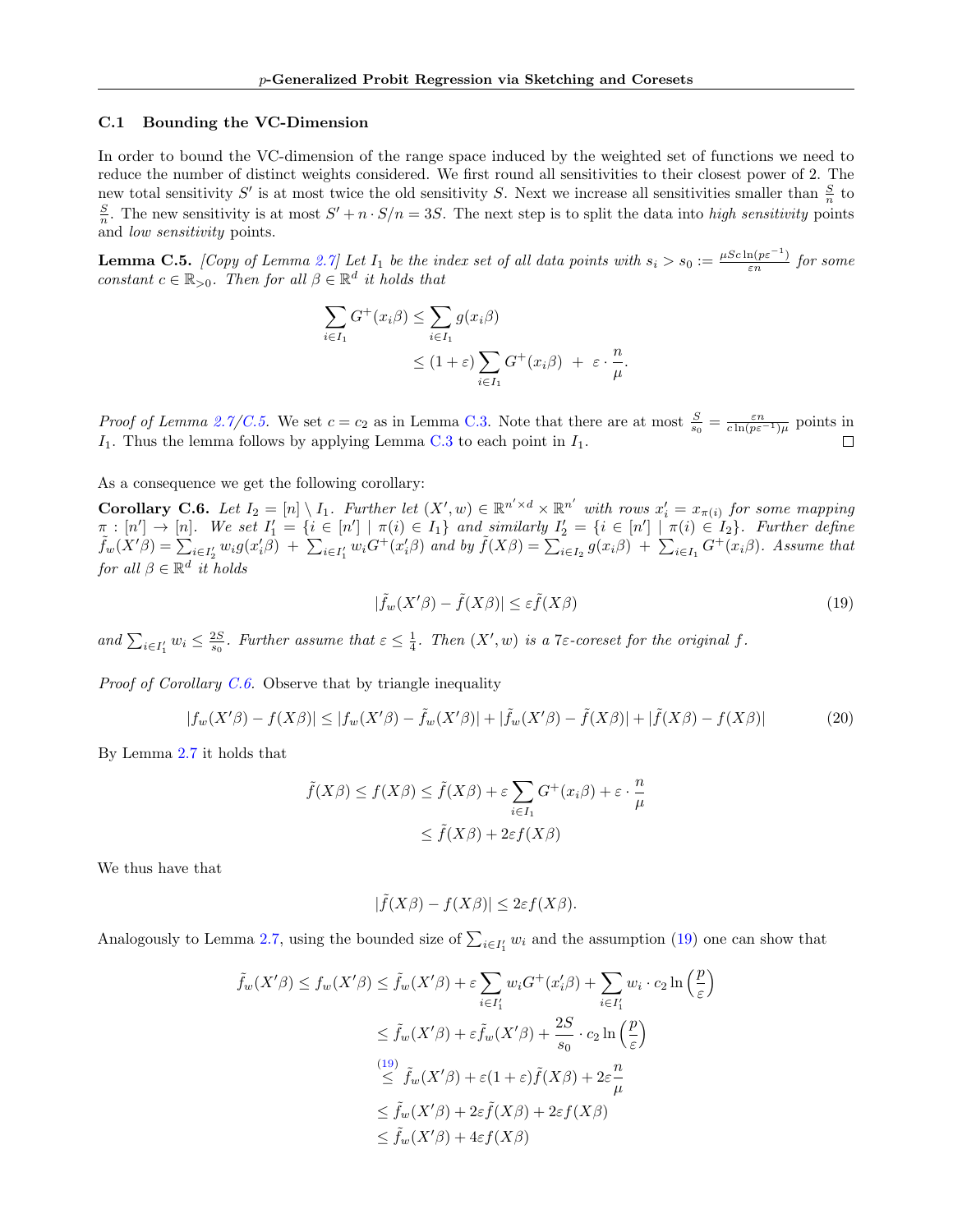### C.1 Bounding the VC-Dimension

In order to bound the VC-dimension of the range space induced by the weighted set of functions we need to reduce the number of distinct weights considered. We first round all sensitivities to their closest power of 2. The new total sensitivity $S'$ is at most twice the old sensitivity $S$. Next we increase all sensitivities smaller than $\frac{S}{n}$ to $\frac{S}{n}$. The new sensitivity is at most $S' + n \cdot S/n = 3S$. The next step is to split the data into *high sensitivity* points and *low sensitivity* points.

**Lemma C.5.** *[Copy of Lemma 2.7] Let $I_1$ be the index set of all data points with $s_i > s_0 := \frac{\mu S c \ln(p\varepsilon^{-1})}{\varepsilon n}$ for some constant $c \in \mathbb{R}_{>0}$. Then for all $\beta \in \mathbb{R}^d$ it holds that*

$$\sum_{i \in I_1} G^+(x_i\beta) \leq \sum_{i \in I_1} g(x_i\beta)$$
$$\leq (1+\varepsilon) \sum_{i \in I_1} G^+(x_i\beta) \; + \; \varepsilon \cdot \frac{n}{\mu}.$$

*Proof of Lemma 2.7/C.5.* We set $c = c_2$ as in Lemma C.3. Note that there are at most $\frac{S}{s_0} = \frac{\varepsilon n}{c \ln(p\varepsilon^{-1})\mu}$ points in $I_1$. Thus the lemma follows by applying Lemma C.3 to each point in $I_1$. $\square$

As a consequence we get the following corollary:

**Corollary C.6.** *Let $I_2 = [n] \setminus I_1$. Further let $(X', w) \in \mathbb{R}^{n' \times d} \times \mathbb{R}^{n'}$ with rows $x'_i = x_{\pi(i)}$ for some mapping $\pi : [n'] \to [n]$. We set $I'_1 = \{i \in [n'] \mid \pi(i) \in I_1\}$ and similarly $I'_2 = \{i \in [n'] \mid \pi(i) \in I_2\}$. Further define $\tilde{f}_w(X'\beta) = \sum_{i \in I'_2} w_i g(x'_i\beta) \; + \; \sum_{i \in I'_1} w_i G^+(x'_i\beta)$ and by $\tilde{f}(X\beta) = \sum_{i \in I_2} g(x_i\beta) \; + \; \sum_{i \in I_1} G^+(x_i\beta)$. Assume that for all $\beta \in \mathbb{R}^d$ it holds*

$$|\tilde{f}_w(X'\beta) - \tilde{f}(X\beta)| \leq \varepsilon \tilde{f}(X\beta) \tag{19}$$

*and $\sum_{i \in I'_1} w_i \leq \frac{2S}{s_0}$. Further assume that $\varepsilon \leq \frac{1}{4}$. Then $(X', w)$ is a $7\varepsilon$-coreset for the original $f$.*

*Proof of Corollary C.6.* Observe that by triangle inequality

$$|f_w(X'\beta) - f(X\beta)| \leq |f_w(X'\beta) - \tilde{f}_w(X'\beta)| + |\tilde{f}_w(X'\beta) - \tilde{f}(X\beta)| + |\tilde{f}(X\beta) - f(X\beta)| \tag{20}$$

By Lemma 2.7 it holds that

$$\tilde{f}(X\beta) \leq f(X\beta) \leq \tilde{f}(X\beta) + \varepsilon \sum_{i \in I_1} G^+(x_i\beta) + \varepsilon \cdot \frac{n}{\mu}$$
$$\leq \tilde{f}(X\beta) + 2\varepsilon f(X\beta)$$

We thus have that

$$|\tilde{f}(X\beta) - f(X\beta)| \leq 2\varepsilon f(X\beta).$$

Analogously to Lemma 2.7, using the bounded size of $\sum_{i \in I'_1} w_i$ and the assumption (19) one can show that

$$\begin{aligned}
\tilde{f}_w(X'\beta) \leq f_w(X'\beta) &\leq \tilde{f}_w(X'\beta) + \varepsilon \sum_{i \in I'_1} w_i G^+(x'_i\beta) + \sum_{i \in I'_1} w_i \cdot c_2 \ln\left(\frac{p}{\varepsilon}\right) \\
&\leq \tilde{f}_w(X'\beta) + \varepsilon \tilde{f}_w(X'\beta) + \frac{2S}{s_0} \cdot c_2 \ln\left(\frac{p}{\varepsilon}\right) \\
&\overset{(19)}{\leq} \tilde{f}_w(X'\beta) + \varepsilon(1+\varepsilon)\tilde{f}(X\beta) + 2\varepsilon \frac{n}{\mu} \\
&\leq \tilde{f}_w(X'\beta) + 2\varepsilon \tilde{f}(X\beta) + 2\varepsilon f(X\beta) \\
&\leq \tilde{f}_w(X'\beta) + 4\varepsilon f(X\beta)
\end{aligned}$$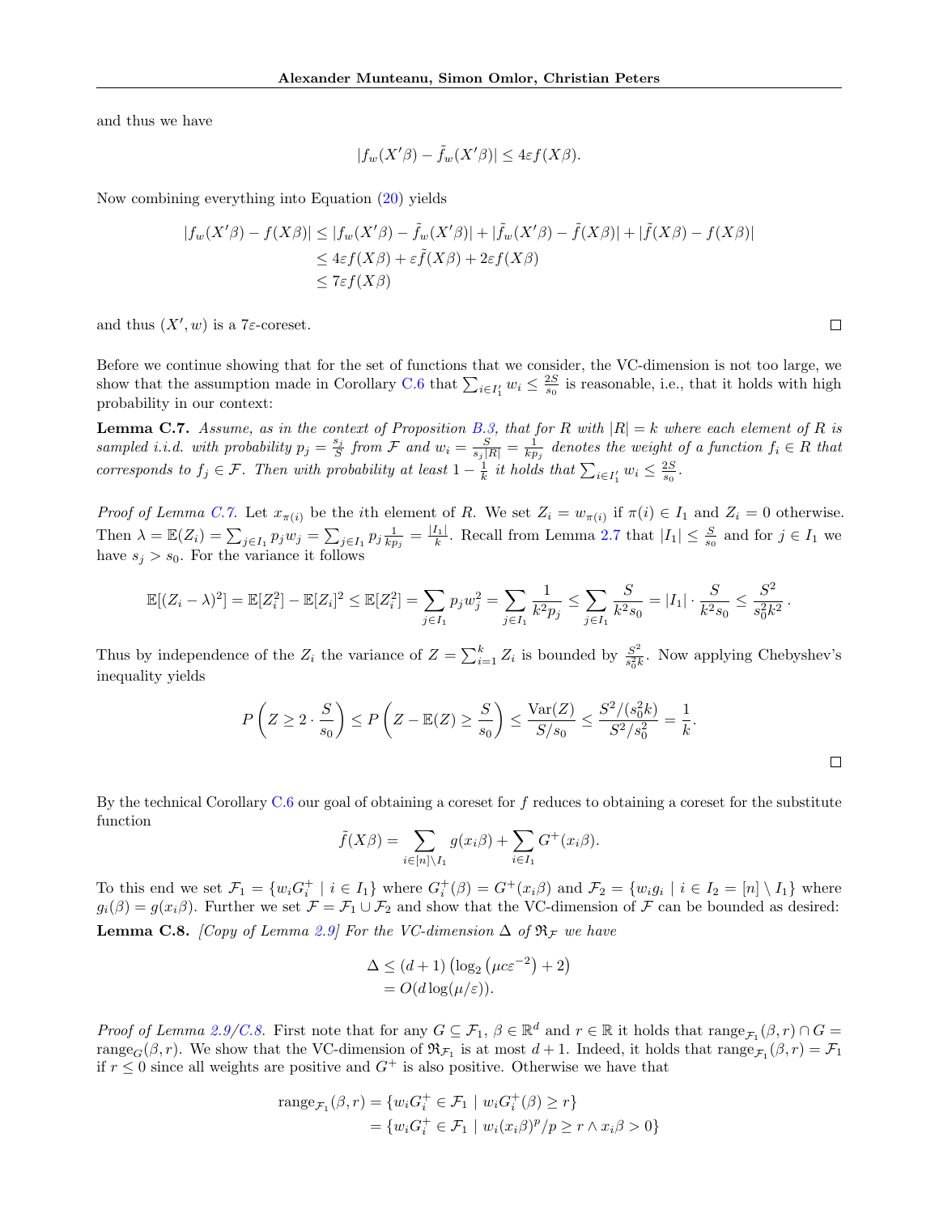and thus we have

$$|f_w(X'\beta) - \tilde{f}_w(X'\beta)| \leq 4\varepsilon f(X\beta).$$

Now combining everything into Equation (20) yields

$$\begin{aligned}
|f_w(X'\beta) - f(X\beta)| &\leq |f_w(X'\beta) - \tilde{f}_w(X'\beta)| + |\tilde{f}_w(X'\beta) - \tilde{f}(X\beta)| + |\tilde{f}(X\beta) - f(X\beta)| \\
&\leq 4\varepsilon f(X\beta) + \varepsilon \tilde{f}(X\beta) + 2\varepsilon f(X\beta) \\
&\leq 7\varepsilon f(X\beta)
\end{aligned}$$

and thus $(X', w)$ is a $7\varepsilon$-coreset. □

Before we continue showing that for the set of functions that we consider, the VC-dimension is not too large, we show that the assumption made in Corollary C.6 that $\sum_{i \in I_1'} w_i \leq \frac{2S}{s_0}$ is reasonable, i.e., that it holds with high probability in our context:

**Lemma C.7.** *Assume, as in the context of Proposition B.3, that for $R$ with $|R| = k$ where each element of $R$ is sampled i.i.d. with probability $p_j = \frac{s_j}{S}$ from $\mathcal{F}$ and $w_i = \frac{S}{s_j|R|} = \frac{1}{kp_j}$ denotes the weight of a function $f_i \in R$ that corresponds to $f_j \in \mathcal{F}$. Then with probability at least $1 - \frac{1}{k}$ it holds that $\sum_{i \in I_1'} w_i \leq \frac{2S}{s_0}$.*

*Proof of Lemma C.7.* Let $x_{\pi(i)}$ be the $i$th element of $R$. We set $Z_i = w_{\pi(i)}$ if $\pi(i) \in I_1$ and $Z_i = 0$ otherwise. Then $\lambda = \mathbb{E}(Z_i) = \sum_{j \in I_1} p_j w_j = \sum_{j \in I_1} p_j \frac{1}{kp_j} = \frac{|I_1|}{k}$. Recall from Lemma 2.7 that $|I_1| \leq \frac{S}{s_0}$ and for $j \in I_1$ we have $s_j > s_0$. For the variance it follows

$$\mathbb{E}[(Z_i - \lambda)^2] = \mathbb{E}[Z_i^2] - \mathbb{E}[Z_i]^2 \leq \mathbb{E}[Z_i^2] = \sum_{j \in I_1} p_j w_j^2 = \sum_{j \in I_1} \frac{1}{k^2 p_j} \leq \sum_{j \in I_1} \frac{S}{k^2 s_0} = |I_1| \cdot \frac{S}{k^2 s_0} \leq \frac{S^2}{s_0^2 k^2}.$$

Thus by independence of the $Z_i$ the variance of $Z = \sum_{i=1}^k Z_i$ is bounded by $\frac{S^2}{s_0^2 k}$. Now applying Chebyshev's inequality yields

$$P\left(Z \geq 2 \cdot \frac{S}{s_0}\right) \leq P\left(Z - \mathbb{E}(Z) \geq \frac{S}{s_0}\right) \leq \frac{\mathrm{Var}(Z)}{S/s_0} \leq \frac{S^2/(s_0^2 k)}{S^2/s_0^2} = \frac{1}{k}.$$

□

By the technical Corollary C.6 our goal of obtaining a coreset for $f$ reduces to obtaining a coreset for the substitute function

$$\tilde{f}(X\beta) = \sum_{i \in [n] \setminus I_1} g(x_i\beta) + \sum_{i \in I_1} G^+(x_i\beta).$$

To this end we set $\mathcal{F}_1 = \{w_i G_i^+ \mid i \in I_1\}$ where $G_i^+(\beta) = G^+(x_i\beta)$ and $\mathcal{F}_2 = \{w_i g_i \mid i \in I_2 = [n] \setminus I_1\}$ where $g_i(\beta) = g(x_i\beta)$. Further we set $\mathcal{F} = \mathcal{F}_1 \cup \mathcal{F}_2$ and show that the VC-dimension of $\mathcal{F}$ can be bounded as desired:

**Lemma C.8.** *[Copy of Lemma 2.9] For the VC-dimension $\Delta$ of $\mathfrak{R}_{\mathcal{F}}$ we have*

$$\begin{aligned}
\Delta &\leq (d+1)\left(\log_2\left(\mu c \varepsilon^{-2}\right) + 2\right) \\
&= O(d \log(\mu/\varepsilon)).
\end{aligned}$$

*Proof of Lemma 2.9/C.8.* First note that for any $G \subseteq \mathcal{F}_1$, $\beta \in \mathbb{R}^d$ and $r \in \mathbb{R}$ it holds that $\mathrm{range}_{\mathcal{F}_1}(\beta, r) \cap G = \mathrm{range}_G(\beta, r)$. We show that the VC-dimension of $\mathfrak{R}_{\mathcal{F}_1}$ is at most $d+1$. Indeed, it holds that $\mathrm{range}_{\mathcal{F}_1}(\beta, r) = \mathcal{F}_1$ if $r \leq 0$ since all weights are positive and $G^+$ is also positive. Otherwise we have that

$$\begin{aligned}
\mathrm{range}_{\mathcal{F}_1}(\beta, r) &= \{w_i G_i^+ \in \mathcal{F}_1 \mid w_i G_i^+(\beta) \geq r\} \\
&= \{w_i G_i^+ \in \mathcal{F}_1 \mid w_i (x_i\beta)^p / p \geq r \wedge x_i\beta > 0\}
\end{aligned}$$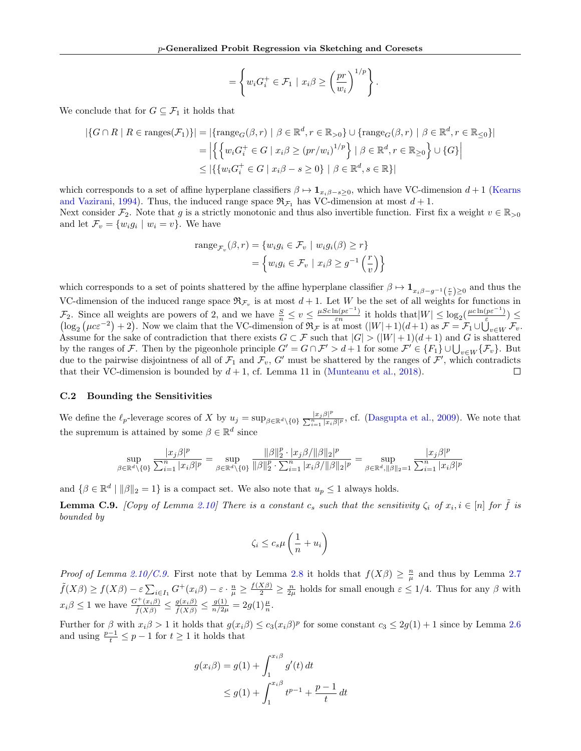$$= \left\{ w_i G_i^+ \in \mathcal{F}_1 \mid x_i\beta \geq \left(\frac{pr}{w_i}\right)^{1/p} \right\}.$$

We conclude that for $G \subseteq \mathcal{F}_1$ it holds that

$$\begin{aligned}
|\{G \cap R \mid R \in \text{ranges}(\mathcal{F}_1)\}| &= |\{\text{range}_G(\beta, r) \mid \beta \in \mathbb{R}^d, r \in \mathbb{R}_{>0}\} \cup \{\text{range}_G(\beta, r) \mid \beta \in \mathbb{R}^d, r \in \mathbb{R}_{\leq 0}\}| \\
&= \left| \left\{ \left\{ w_i G_i^+ \in G \mid x_i\beta \geq (pr/w_i)^{1/p} \right\} \mid \beta \in \mathbb{R}^d, r \in \mathbb{R}_{\geq 0} \right\} \cup \{G\} \right| \\
&\leq |\{\{w_i G_i^+ \in G \mid x_i\beta - s \geq 0\} \mid \beta \in \mathbb{R}^d, s \in \mathbb{R}\}|
\end{aligned}$$

which corresponds to a set of affine hyperplane classifiers $\beta \mapsto \mathbf{1}_{x_i\beta - s \geq 0}$, which have VC-dimension $d+1$ (Kearns and Vazirani, 1994). Thus, the induced range space $\mathfrak{R}_{\mathcal{F}_1}$ has VC-dimension at most $d+1$.
Next consider $\mathcal{F}_2$. Note that $g$ is a strictly monotonic and thus also invertible function. First fix a weight $v \in \mathbb{R}_{>0}$ and let $\mathcal{F}_v = \{w_i g_i \mid w_i = v\}$. We have

$$\begin{aligned}
\text{range}_{\mathcal{F}_v}(\beta, r) &= \{w_i g_i \in \mathcal{F}_v \mid w_i g_i(\beta) \geq r\} \\
&= \left\{ w_i g_i \in \mathcal{F}_v \mid x_i\beta \geq g^{-1}\left(\frac{r}{v}\right) \right\}
\end{aligned}$$

which corresponds to a set of points shattered by the affine hyperplane classifier $\beta \mapsto \mathbf{1}_{x_i\beta - g^{-1}\left(\frac{r}{v}\right) \geq 0}$ and thus the VC-dimension of the induced range space $\mathfrak{R}_{\mathcal{F}_v}$ is at most $d+1$. Let $W$ be the set of all weights for functions in $\mathcal{F}_2$. Since all weights are powers of 2, and we have $\frac{S}{n} \leq v \leq \frac{\mu S c \ln(p\varepsilon^{-1})}{\varepsilon n}$ it holds that $|W| \leq \log_2(\frac{\mu c \ln(p\varepsilon^{-1})}{\varepsilon}) \leq \left(\log_2\left(\mu c \varepsilon^{-2}\right) + 2\right)$. Now we claim that the VC-dimension of $\mathfrak{R}_{\mathcal{F}}$ is at most $(|W|+1)(d+1)$ as $\mathcal{F} = \mathcal{F}_1 \cup \bigcup_{v \in W} \mathcal{F}_v$. Assume for the sake of contradiction that there exists $G \subset \mathcal{F}$ such that $|G| > (|W|+1)(d+1)$ and $G$ is shattered by the ranges of $\mathcal{F}$. Then by the pigeonhole principle $G' = G \cap \mathcal{F}' > d+1$ for some $\mathcal{F}' \in \{F_1\} \cup \bigcup_{v \in W}\{\mathcal{F}_v\}$. But due to the pairwise disjointness of all of $\mathcal{F}_1$ and $\mathcal{F}_v$, $G'$ must be shattered by the ranges of $\mathcal{F}'$, which contradicts that their VC-dimension is bounded by $d+1$, cf. Lemma 11 in (Munteanu et al., 2018). □

### C.2 Bounding the Sensitivities

We define the $\ell_p$-leverage scores of $X$ by $u_j = \sup_{\beta \in \mathbb{R}^d \setminus \{0\}} \frac{|x_j\beta|^p}{\sum_{i=1}^n |x_i\beta|^p}$, cf. (Dasgupta et al., 2009). We note that the supremum is attained by some $\beta \in \mathbb{R}^d$ since

$$\sup_{\beta \in \mathbb{R}^d \setminus \{0\}} \frac{|x_j\beta|^p}{\sum_{i=1}^n |x_i\beta|^p} = \sup_{\beta \in \mathbb{R}^d \setminus \{0\}} \frac{\|\beta\|_2^p \cdot |x_j\beta/\|\beta\|_2|^p}{\|\beta\|_2^p \cdot \sum_{i=1}^n |x_i\beta/\|\beta\|_2|^p} = \sup_{\beta \in \mathbb{R}^d, \|\beta\|_2 = 1} \frac{|x_j\beta|^p}{\sum_{i=1}^n |x_i\beta|^p}$$

and $\{\beta \in \mathbb{R}^d \mid \|\beta\|_2 = 1\}$ is a compact set. We also note that $u_p \leq 1$ always holds.

**Lemma C.9.** *[Copy of Lemma 2.10] There is a constant $c_s$ such that the sensitivity $\zeta_i$ of $x_i, i \in [n]$ for $\tilde{f}$ is bounded by*

$$\zeta_i \leq c_s \mu \left(\frac{1}{n} + u_i\right)$$

*Proof of Lemma 2.10/C.9.* First note that by Lemma 2.8 it holds that $f(X\beta) \geq \frac{n}{\mu}$ and thus by Lemma 2.7 $\tilde{f}(X\beta) \geq f(X\beta) - \varepsilon \sum_{i \in I_1} G^+(x_i\beta) - \varepsilon \cdot \frac{n}{\mu} \geq \frac{f(X\beta)}{2} \geq \frac{n}{2\mu}$ holds for small enough $\varepsilon \leq 1/4$. Thus for any $\beta$ with $x_i\beta \leq 1$ we have $\frac{G^+(x_i\beta)}{\tilde{f}(X\beta)} \leq \frac{g(x_i\beta)}{\tilde{f}(X\beta)} \leq \frac{g(1)}{n/2\mu} = 2g(1)\frac{\mu}{n}$.

Further for $\beta$ with $x_i\beta > 1$ it holds that $g(x_i\beta) \leq c_3(x_i\beta)^p$ for some constant $c_3 \leq 2g(1) + 1$ since by Lemma 2.6 and using $\frac{p-1}{t} \leq p-1$ for $t \geq 1$ it holds that

$$\begin{aligned}
g(x_i\beta) &= g(1) + \int_1^{x_i\beta} g'(t)\, dt \\
&\leq g(1) + \int_1^{x_i\beta} t^{p-1} + \frac{p-1}{t}\, dt
\end{aligned}$$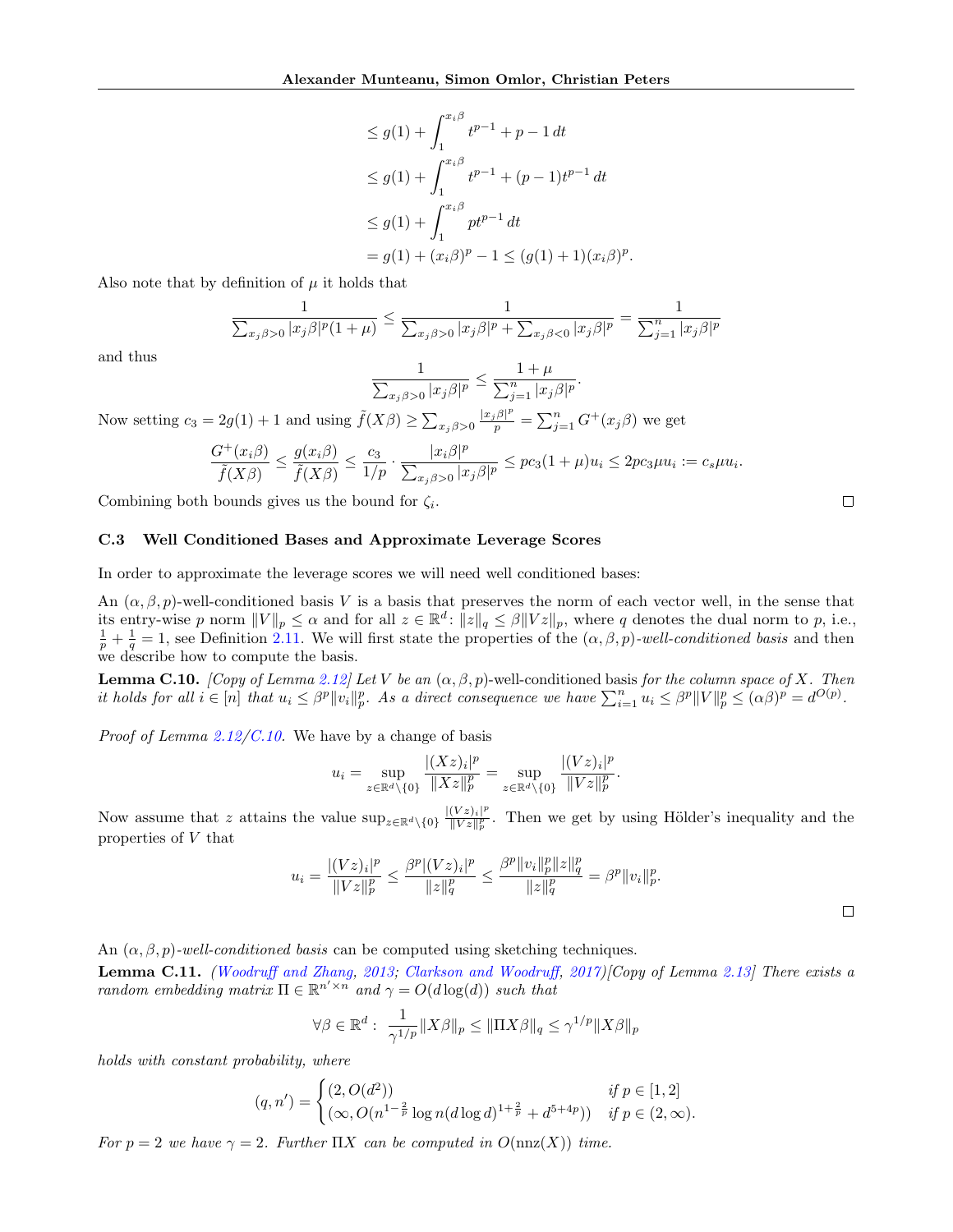$$
\begin{aligned}
&\leq g(1) + \int_1^{x_i\beta} t^{p-1} + p - 1 \, dt \\
&\leq g(1) + \int_1^{x_i\beta} t^{p-1} + (p-1)t^{p-1} \, dt \\
&\leq g(1) + \int_1^{x_i\beta} pt^{p-1} \, dt \\
&= g(1) + (x_i\beta)^p - 1 \leq (g(1)+1)(x_i\beta)^p.
\end{aligned}
$$

Also note that by definition of $\mu$ it holds that

$$
\frac{1}{\sum_{x_j\beta>0} |x_j\beta|^p(1+\mu)} \leq \frac{1}{\sum_{x_j\beta>0} |x_j\beta|^p + \sum_{x_j\beta<0} |x_j\beta|^p} = \frac{1}{\sum_{j=1}^n |x_j\beta|^p}
$$

and thus

$$
\frac{1}{\sum_{x_j\beta>0} |x_j\beta|^p} \leq \frac{1+\mu}{\sum_{j=1}^n |x_j\beta|^p}.
$$

Now setting $c_3 = 2g(1)+1$ and using $\tilde{f}(X\beta) \geq \sum_{x_j\beta>0} \frac{|x_j\beta|^p}{p} = \sum_{j=1}^n G^+(x_j\beta)$ we get

$$
\frac{G^+(x_i\beta)}{\tilde{f}(X\beta)} \leq \frac{g(x_i\beta)}{\tilde{f}(X\beta)} \leq \frac{c_3}{1/p} \cdot \frac{|x_i\beta|^p}{\sum_{x_j\beta>0} |x_j\beta|^p} \leq pc_3(1+\mu)u_i \leq 2pc_3\mu u_i := c_s\mu u_i.
$$

Combining both bounds gives us the bound for $\zeta_i$. □

### C.3 Well Conditioned Bases and Approximate Leverage Scores

In order to approximate the leverage scores we will need well conditioned bases:

An $(\alpha, \beta, p)$-well-conditioned basis $V$ is a basis that preserves the norm of each vector well, in the sense that its entry-wise $p$ norm $\|V\|_p \leq \alpha$ and for all $z \in \mathbb{R}^d$: $\|z\|_q \leq \beta \|Vz\|_p$, where $q$ denotes the dual norm to $p$, i.e., $\frac{1}{p} + \frac{1}{q} = 1$, see Definition 2.11. We will first state the properties of the $(\alpha, \beta, p)$-*well-conditioned basis* and then we describe how to compute the basis.

**Lemma C.10.** *[Copy of Lemma 2.12] Let $V$ be an $(\alpha, \beta, p)$-*well-conditioned basis *for the column space of $X$. Then it holds for all $i \in [n]$ that $u_i \leq \beta^p \|v_i\|_p^p$. As a direct consequence we have $\sum_{i=1}^n u_i \leq \beta^p \|V\|_p^p \leq (\alpha\beta)^p = d^{O(p)}$.*

*Proof of Lemma 2.12/C.10.* We have by a change of basis

$$
u_i = \sup_{z \in \mathbb{R}^d \setminus \{0\}} \frac{|(Xz)_i|^p}{\|Xz\|_p^p} = \sup_{z \in \mathbb{R}^d \setminus \{0\}} \frac{|(Vz)_i|^p}{\|Vz\|_p^p}.
$$

Now assume that $z$ attains the value $\sup_{z \in \mathbb{R}^d \setminus \{0\}} \frac{|(Vz)_i|^p}{\|Vz\|_p^p}$. Then we get by using Hölder's inequality and the properties of $V$ that

$$
u_i = \frac{|(Vz)_i|^p}{\|Vz\|_p^p} \leq \frac{\beta^p |(Vz)_i|^p}{\|z\|_q^p} \leq \frac{\beta^p \|v_i\|_p^p \|z\|_q^p}{\|z\|_q^p} = \beta^p \|v_i\|_p^p.
$$

□

An $(\alpha, \beta, p)$-*well-conditioned basis* can be computed using sketching techniques.

**Lemma C.11.** *(Woodruff and Zhang, 2013; Clarkson and Woodruff, 2017)[Copy of Lemma 2.13] There exists a random embedding matrix $\Pi \in \mathbb{R}^{n' \times n}$ and $\gamma = O(d \log(d))$ such that*

$$
\forall \beta \in \mathbb{R}^d: \; \frac{1}{\gamma^{1/p}} \|X\beta\|_p \leq \|\Pi X\beta\|_q \leq \gamma^{1/p} \|X\beta\|_p
$$

*holds with constant probability, where*

$$
(q, n') = \begin{cases} (2, O(d^2)) & \text{if } p \in [1,2] \\ (\infty, O(n^{1-\frac{2}{p}} \log n (d \log d)^{1+\frac{2}{p}} + d^{5+4p})) & \text{if } p \in (2, \infty). \end{cases}
$$

*For $p = 2$ we have $\gamma = 2$. Further $\Pi X$ can be computed in $O(\mathrm{nnz}(X))$ time.*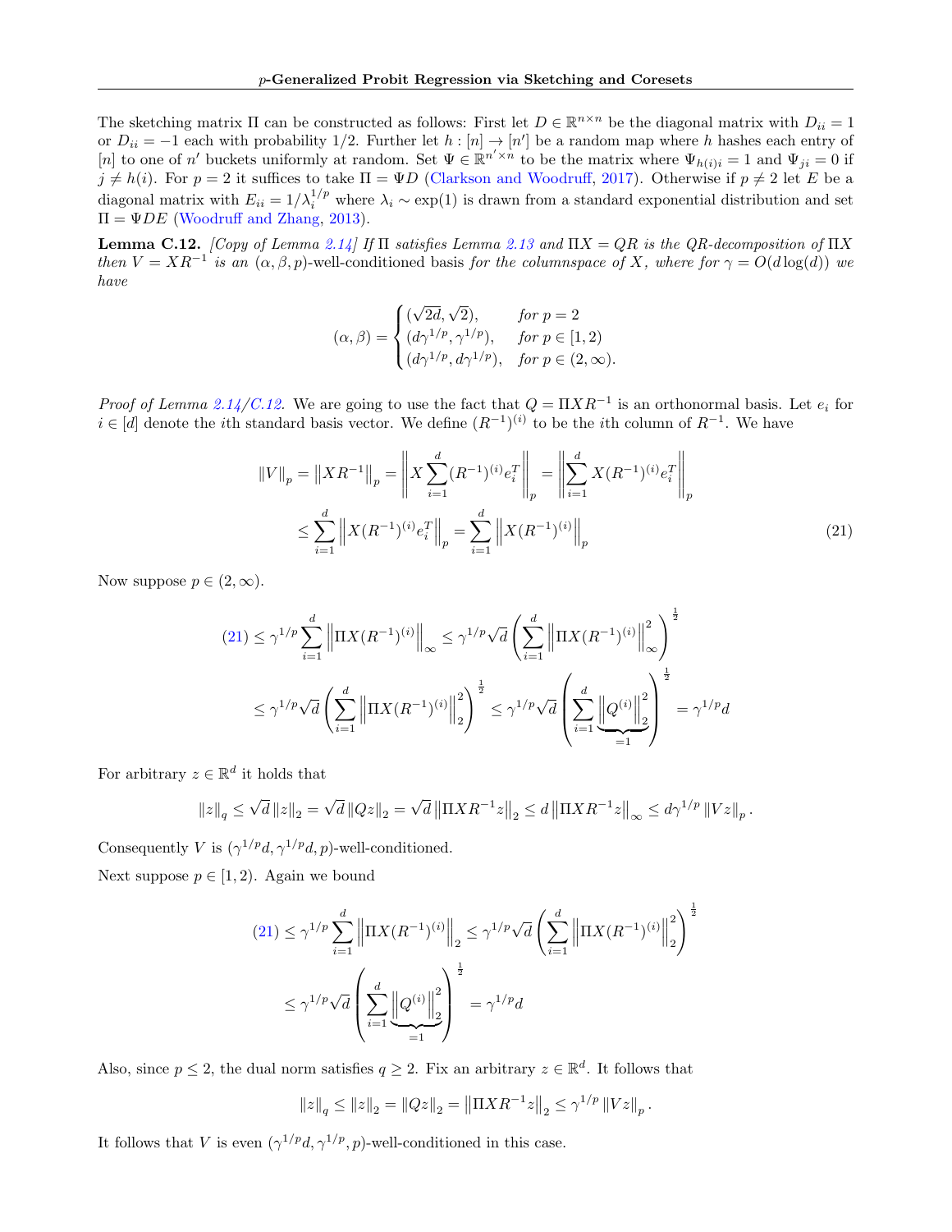The sketching matrix $\Pi$ can be constructed as follows: First let $D \in \mathbb{R}^{n\times n}$ be the diagonal matrix with $D_{ii} = 1$ or $D_{ii} = -1$ each with probability $1/2$. Further let $h : [n] \to [n']$ be a random map where $h$ hashes each entry of $[n]$ to one of $n'$ buckets uniformly at random. Set $\Psi \in \mathbb{R}^{n'\times n}$ to be the matrix where $\Psi_{h(i)i} = 1$ and $\Psi_{ji} = 0$ if $j \neq h(i)$. For $p = 2$ it suffices to take $\Pi = \Psi D$ (Clarkson and Woodruff, 2017). Otherwise if $p \neq 2$ let $E$ be a diagonal matrix with $E_{ii} = 1/\lambda_i^{1/p}$ where $\lambda_i \sim \exp(1)$ is drawn from a standard exponential distribution and set $\Pi = \Psi D E$ (Woodruff and Zhang, 2013).

**Lemma C.12.** *[Copy of Lemma 2.14] If $\Pi$ satisfies Lemma 2.13 and $\Pi X = QR$ is the QR-decomposition of $\Pi X$ then $V = XR^{-1}$ is an $(\alpha, \beta, p)$-well-conditioned basis for the columnspace of $X$, where for $\gamma = O(d \log(d))$ we have*

$$(\alpha, \beta) = \begin{cases} (\sqrt{2d}, \sqrt{2}), & \text{for } p = 2 \\ (d\gamma^{1/p}, \gamma^{1/p}), & \text{for } p \in [1, 2) \\ (d\gamma^{1/p}, d\gamma^{1/p}), & \text{for } p \in (2, \infty). \end{cases}$$

*Proof of Lemma 2.14/C.12.* We are going to use the fact that $Q = \Pi X R^{-1}$ is an orthonormal basis. Let $e_i$ for $i \in [d]$ denote the $i$th standard basis vector. We define $(R^{-1})^{(i)}$ to be the $i$th column of $R^{-1}$. We have

$$\begin{aligned} \|V\|_p = \left\|XR^{-1}\right\|_p &= \left\|X\sum_{i=1}^{d}(R^{-1})^{(i)}e_i^T\right\|_p = \left\|\sum_{i=1}^{d}X(R^{-1})^{(i)}e_i^T\right\|_p \\ &\leq \sum_{i=1}^{d}\left\|X(R^{-1})^{(i)}e_i^T\right\|_p = \sum_{i=1}^{d}\left\|X(R^{-1})^{(i)}\right\|_p \end{aligned} \tag{21}$$

Now suppose $p \in (2, \infty)$.

$$\begin{aligned} (21) &\leq \gamma^{1/p}\sum_{i=1}^{d}\left\|\Pi X(R^{-1})^{(i)}\right\|_\infty \leq \gamma^{1/p}\sqrt{d}\left(\sum_{i=1}^{d}\left\|\Pi X(R^{-1})^{(i)}\right\|_\infty^2\right)^{\frac{1}{2}} \\ &\leq \gamma^{1/p}\sqrt{d}\left(\sum_{i=1}^{d}\left\|\Pi X(R^{-1})^{(i)}\right\|_2^2\right)^{\frac{1}{2}} \leq \gamma^{1/p}\sqrt{d}\left(\sum_{i=1}^{d}\underbrace{\left\|Q^{(i)}\right\|_2^2}_{=1}\right)^{\frac{1}{2}} = \gamma^{1/p}d \end{aligned}$$

For arbitrary $z \in \mathbb{R}^d$ it holds that

$$\|z\|_q \leq \sqrt{d}\,\|z\|_2 = \sqrt{d}\,\|Qz\|_2 = \sqrt{d}\left\|\Pi XR^{-1}z\right\|_2 \leq d\left\|\Pi XR^{-1}z\right\|_\infty \leq d\gamma^{1/p}\|Vz\|_p\,.$$

Consequently $V$ is $(\gamma^{1/p}d, \gamma^{1/p}d, p)$-well-conditioned.

Next suppose $p \in [1, 2)$. Again we bound

$$\begin{aligned} (21) &\leq \gamma^{1/p}\sum_{i=1}^{d}\left\|\Pi X(R^{-1})^{(i)}\right\|_2 \leq \gamma^{1/p}\sqrt{d}\left(\sum_{i=1}^{d}\left\|\Pi X(R^{-1})^{(i)}\right\|_2^2\right)^{\frac{1}{2}} \\ &\leq \gamma^{1/p}\sqrt{d}\left(\sum_{i=1}^{d}\underbrace{\left\|Q^{(i)}\right\|_2^2}_{=1}\right)^{\frac{1}{2}} = \gamma^{1/p}d \end{aligned}$$

Also, since $p \leq 2$, the dual norm satisfies $q \geq 2$. Fix an arbitrary $z \in \mathbb{R}^d$. It follows that

$$\|z\|_q \leq \|z\|_2 = \|Qz\|_2 = \left\|\Pi XR^{-1}z\right\|_2 \leq \gamma^{1/p}\|Vz\|_p\,.$$

It follows that $V$ is even $(\gamma^{1/p}d, \gamma^{1/p}, p)$-well-conditioned in this case.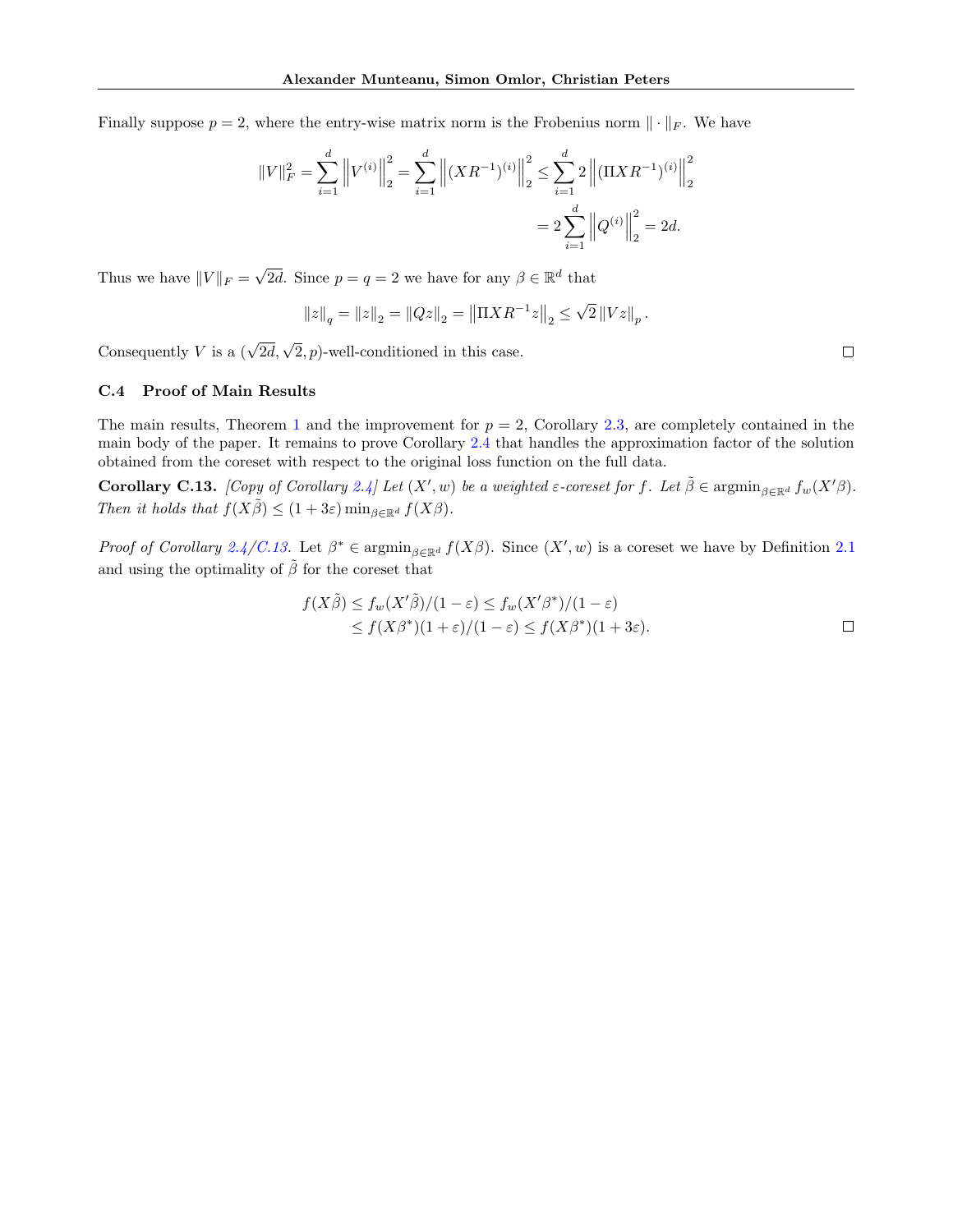Finally suppose $p = 2$, where the entry-wise matrix norm is the Frobenius norm $\|\cdot\|_F$. We have

$$\|V\|_F^2 = \sum_{i=1}^d \left\|V^{(i)}\right\|_2^2 = \sum_{i=1}^d \left\|(XR^{-1})^{(i)}\right\|_2^2 \leq \sum_{i=1}^d 2\left\|(\Pi XR^{-1})^{(i)}\right\|_2^2$$

$$= 2\sum_{i=1}^d \left\|Q^{(i)}\right\|_2^2 = 2d.$$

Thus we have $\|V\|_F = \sqrt{2d}$. Since $p = q = 2$ we have for any $\beta \in \mathbb{R}^d$ that

$$\|z\|_q = \|z\|_2 = \|Qz\|_2 = \left\|\Pi XR^{-1}z\right\|_2 \leq \sqrt{2}\,\|Vz\|_p\,.$$

Consequently $V$ is a $(\sqrt{2d}, \sqrt{2}, p)$-well-conditioned in this case. □

### C.4 Proof of Main Results

The main results, Theorem 1 and the improvement for $p = 2$, Corollary 2.3, are completely contained in the main body of the paper. It remains to prove Corollary 2.4 that handles the approximation factor of the solution obtained from the coreset with respect to the original loss function on the full data.

**Corollary C.13.** *[Copy of Corollary 2.4] Let $(X', w)$ be a weighted $\varepsilon$-coreset for $f$. Let $\tilde{\beta} \in \operatorname{argmin}_{\beta\in\mathbb{R}^d} f_w(X'\beta)$. Then it holds that $f(X\tilde{\beta}) \leq (1 + 3\varepsilon)\min_{\beta\in\mathbb{R}^d} f(X\beta)$.*

*Proof of Corollary 2.4/C.13.* Let $\beta^* \in \operatorname{argmin}_{\beta\in\mathbb{R}^d} f(X\beta)$. Since $(X', w)$ is a coreset we have by Definition 2.1 and using the optimality of $\tilde{\beta}$ for the coreset that

$$f(X\tilde{\beta}) \leq f_w(X'\tilde{\beta})/(1-\varepsilon) \leq f_w(X'\beta^*)/(1-\varepsilon)$$

$$\leq f(X\beta^*)(1+\varepsilon)/(1-\varepsilon) \leq f(X\beta^*)(1+3\varepsilon).$$

□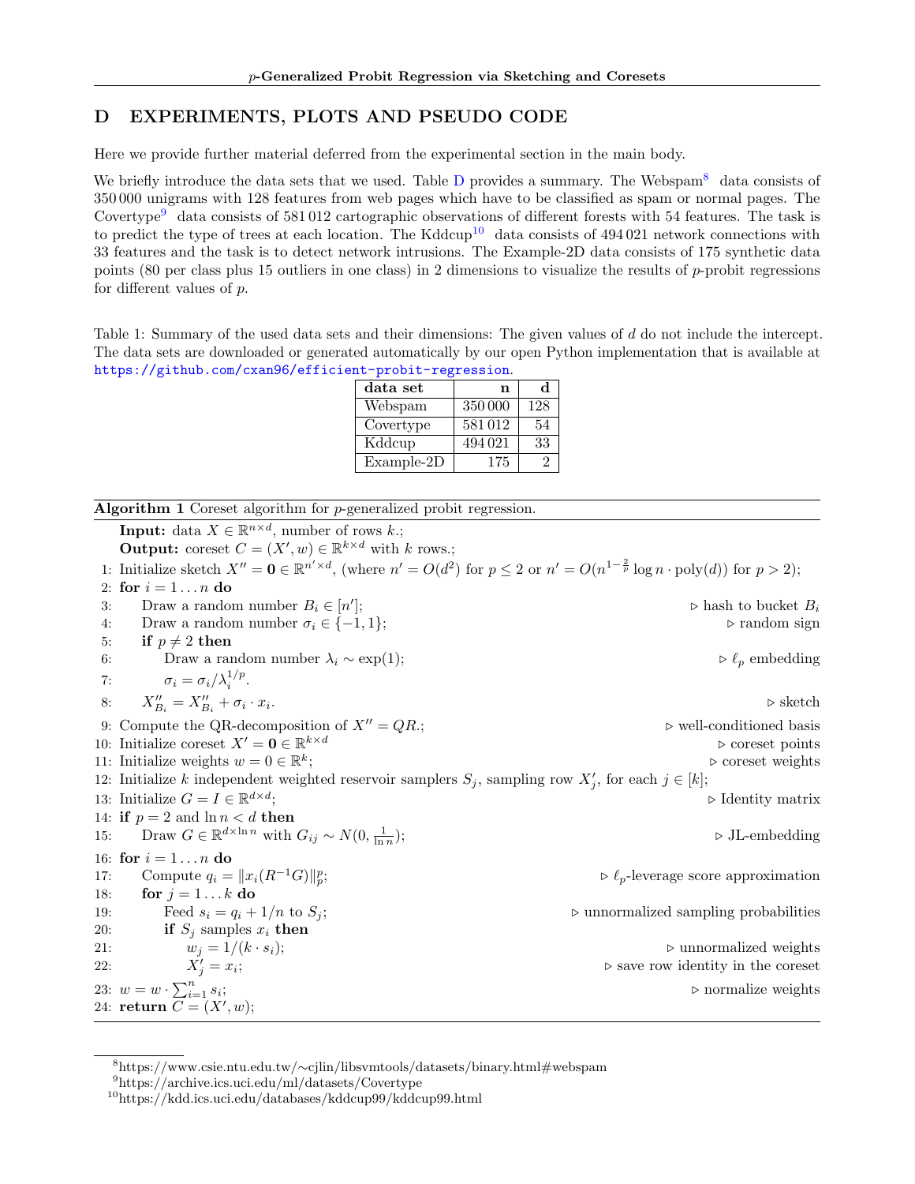# D EXPERIMENTS, PLOTS AND PSEUDO CODE

Here we provide further material deferred from the experimental section in the main body.

We briefly introduce the data sets that we used. Table D provides a summary. The Webspam[8] data consists of 350 000 unigrams with 128 features from web pages which have to be classified as spam or normal pages. The Covertype[9] data consists of 581 012 cartographic observations of different forests with 54 features. The task is to predict the type of trees at each location. The Kddcup[10] data consists of 494 021 network connections with 33 features and the task is to detect network intrusions. The Example-2D data consists of 175 synthetic data points (80 per class plus 15 outliers in one class) in 2 dimensions to visualize the results of $p$-probit regressions for different values of $p$.

Table 1: Summary of the used data sets and their dimensions: The given values of $d$ do not include the intercept. The data sets are downloaded or generated automatically by our open Python implementation that is available at https://github.com/cxan96/efficient-probit-regression.

| data set | n | d |
|---|---|---|
| Webspam | 350 000 | 128 |
| Covertype | 581 012 | 54 |
| Kddcup | 494 021 | 33 |
| Example-2D | 175 | 2 |

**Algorithm 1** Coreset algorithm for $p$-generalized probit regression.

**Input:** data $X \in \mathbb{R}^{n\times d}$, number of rows $k$.;
**Output:** coreset $C = (X', w) \in \mathbb{R}^{k\times d}$ with $k$ rows.;

1: Initialize sketch $X'' = \mathbf{0} \in \mathbb{R}^{n'\times d}$, (where $n' = O(d^2)$ for $p \leq 2$ or $n' = O(n^{1-\frac{2}{p}} \log n \cdot \mathrm{poly}(d))$ for $p > 2$);
2: **for** $i = 1 \dots n$ **do**
3: Draw a random number $B_i \in [n']$; ▷ hash to bucket $B_i$
4: Draw a random number $\sigma_i \in \{-1, 1\}$; ▷ random sign
5: **if** $p \neq 2$ **then**
6: Draw a random number $\lambda_i \sim \exp(1)$; ▷ $\ell_p$ embedding
7: $\sigma_i = \sigma_i / \lambda_i^{1/p}$.
8: $X''_{B_i} = X''_{B_i} + \sigma_i \cdot x_i$. ▷ sketch
9: Compute the QR-decomposition of $X'' = QR$.; ▷ well-conditioned basis
10: Initialize coreset $X' = \mathbf{0} \in \mathbb{R}^{k\times d}$ ▷ coreset points
11: Initialize weights $w = 0 \in \mathbb{R}^k$; ▷ coreset weights
12: Initialize $k$ independent weighted reservoir samplers $S_j$, sampling row $X'_j$, for each $j \in [k]$;
13: Initialize $G = I \in \mathbb{R}^{d\times d}$; ▷ Identity matrix
14: **if** $p = 2$ and $\ln n < d$ **then**
15: Draw $G \in \mathbb{R}^{d\times \ln n}$ with $G_{ij} \sim N(0, \frac{1}{\ln n})$; ▷ JL-embedding
16: **for** $i = 1 \dots n$ **do**
17: Compute $q_i = \|x_i(R^{-1}G)\|_p^p$; ▷ $\ell_p$-leverage score approximation
18: **for** $j = 1 \dots k$ **do**
19: Feed $s_i = q_i + 1/n$ to $S_j$; ▷ unnormalized sampling probabilities
20: **if** $S_j$ samples $x_i$ **then**
21: $w_j = 1/(k \cdot s_i)$; ▷ unnormalized weights
22: $X'_j = x_i$; ▷ save row identity in the coreset
23: $w = w \cdot \sum_{i=1}^n s_i$; ▷ normalize weights
24: **return** $C = (X', w)$;

[8] https://www.csie.ntu.edu.tw/∼cjlin/libsvmtools/datasets/binary.html#webspam
[9] https://archive.ics.uci.edu/ml/datasets/Covertype
[10] https://kdd.ics.uci.edu/databases/kddcup99/kddcup99.html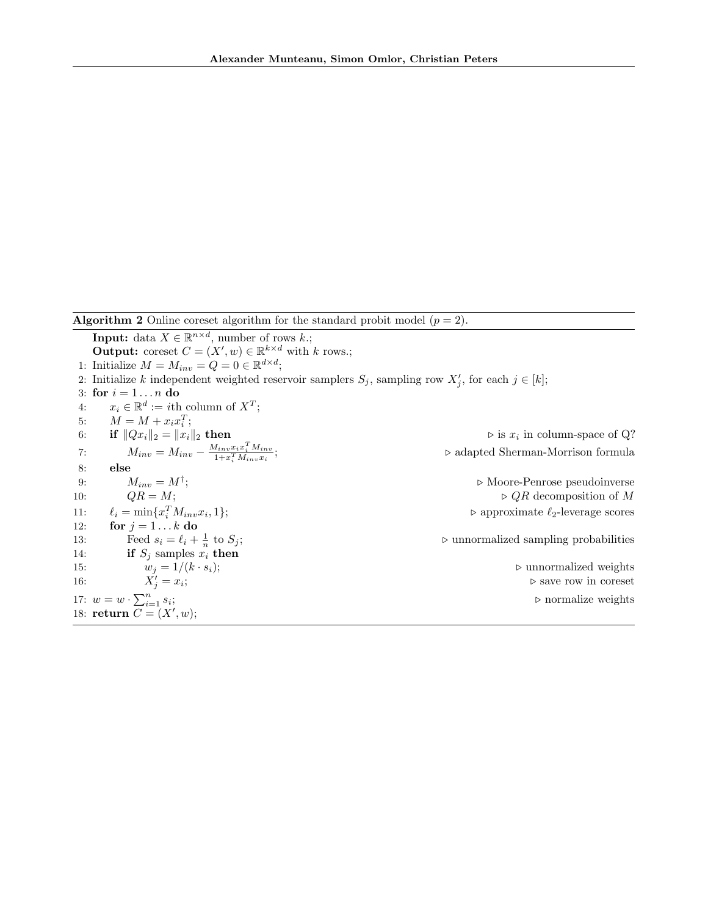**Algorithm 2** Online coreset algorithm for the standard probit model ($p = 2$).

**Input:** data $X \in \mathbb{R}^{n \times d}$, number of rows $k$.;
**Output:** coreset $C = (X', w) \in \mathbb{R}^{k \times d}$ with $k$ rows.;

```
1: Initialize M = M_inv = Q = 0 ∈ R^{d×d};
2: Initialize k independent weighted reservoir samplers S_j, sampling row X'_j, for each j ∈ [k];
3: for i = 1 ... n do
4:     x_i ∈ R^d := ith column of X^T;
5:     M = M + x_i x_i^T;
6:     if ||Q x_i||_2 = ||x_i||_2 then                          ▷ is x_i in column-space of Q?
7:         M_inv = M_inv − (M_inv x_i x_i^T M_inv)/(1 + x_i^T M_inv x_i);   ▷ adapted Sherman-Morrison formula
8:     else
9:         M_inv = M^†;                                          ▷ Moore-Penrose pseudoinverse
10:        QR = M;                                               ▷ QR decomposition of M
11:    ℓ_i = min{x_i^T M_inv x_i, 1};                            ▷ approximate ℓ_2-leverage scores
12:    for j = 1 ... k do
13:        Feed s_i = ℓ_i + 1/n to S_j;                          ▷ unnormalized sampling probabilities
14:        if S_j samples x_i then
15:            w_j = 1/(k · s_i);                                ▷ unnormalized weights
16:            X'_j = x_i;                                       ▷ save row in coreset
17: w = w · Σ_{i=1}^n s_i;                                       ▷ normalize weights
18: return C = (X', w);
```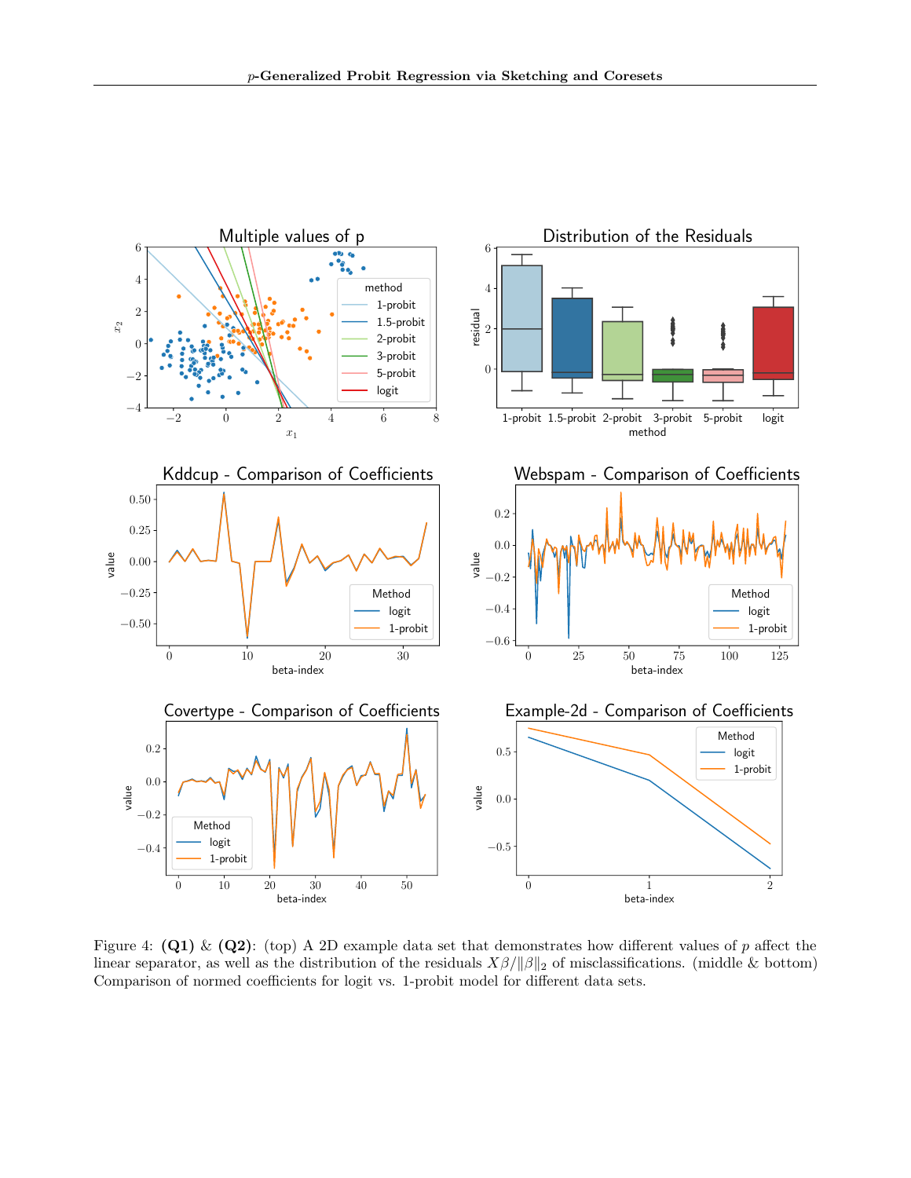Multiple values of p

method
1-probit
1.5-probit
2-probit
3-probit
5-probit
logit

$x_1$
$x_2$

Distribution of the Residuals

residual
method
1-probit 1.5-probit 2-probit 3-probit 5-probit logit

Kddcup - Comparison of Coefficients

Method
logit
1-probit

value
beta-index

Webspam - Comparison of Coefficients

Method
logit
1-probit

value
beta-index

Covertype - Comparison of Coefficients

Method
logit
1-probit

value
beta-index

Example-2d - Comparison of Coefficients

Method
logit
1-probit

value
beta-index

Figure 4: **(Q1)** & **(Q2)**: (top) A 2D example data set that demonstrates how different values of $p$ affect the linear separator, as well as the distribution of the residuals $X\beta/\|\beta\|_2$ of misclassifications. (middle & bottom) Comparison of normed coefficients for logit vs. 1-probit model for different data sets.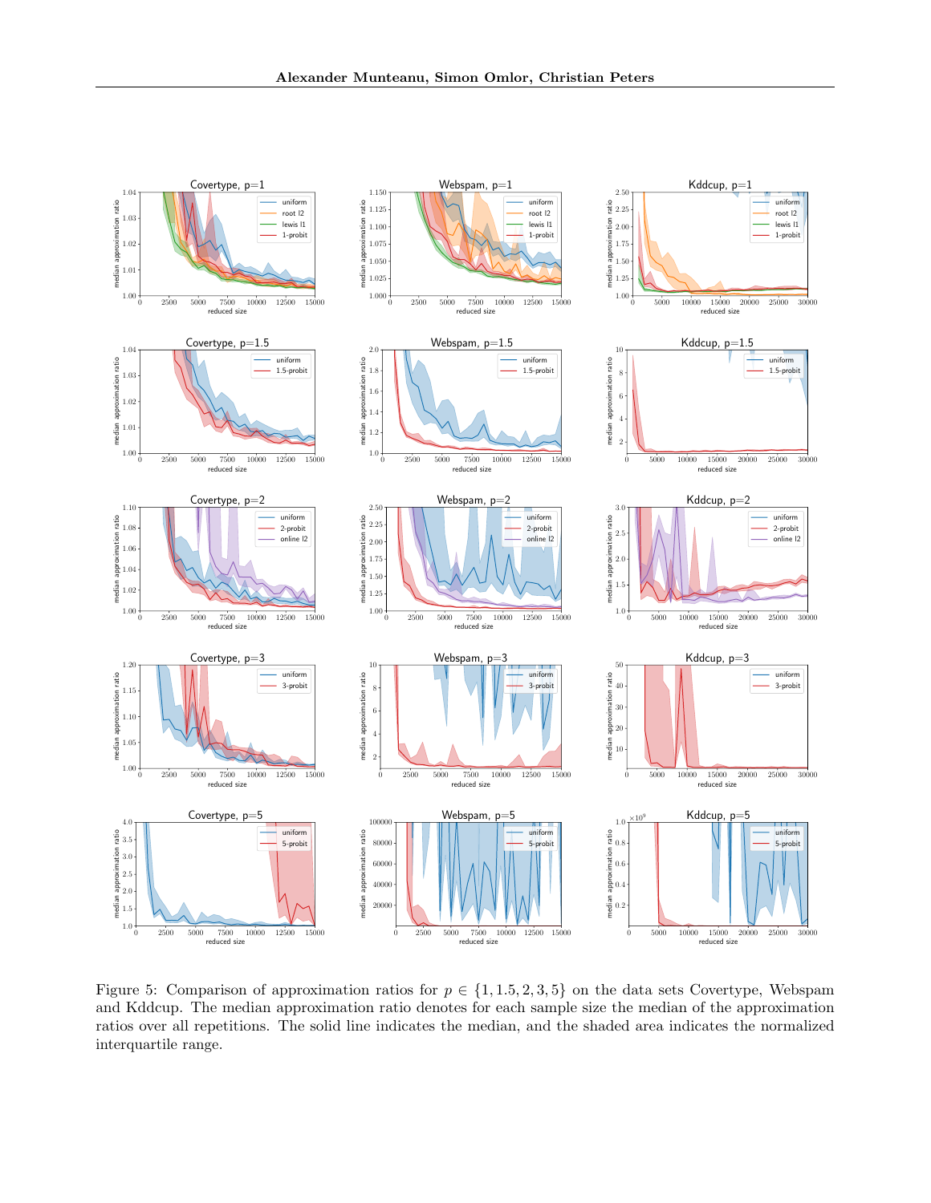Covertype, p=1

median approximation ratio

1.00 1.01 1.02 1.03 1.04

0 2500 5000 7500 10000 12500 15000

reduced size

uniform
root l2
lewis l1
1-probit

Webspam, p=1

median approximation ratio

1.000 1.025 1.050 1.075 1.100 1.125 1.150

0 2500 5000 7500 10000 12500 15000

reduced size

uniform
root l2
lewis l1
1-probit

Kddcup, p=1

median approximation ratio

1.00 1.25 1.50 1.75 2.00 2.25 2.50

0 5000 10000 15000 20000 25000 30000

reduced size

uniform
root l2
lewis l1
1-probit

Covertype, p=1.5

median approximation ratio

1.00 1.01 1.02 1.03 1.04

0 2500 5000 7500 10000 12500 15000

reduced size

uniform
1.5-probit

Webspam, p=1.5

median approximation ratio

1.0 1.2 1.4 1.6 1.8 2.0

0 2500 5000 7500 10000 12500 15000

reduced size

uniform
1.5-probit

Kddcup, p=1.5

median approximation ratio

2 4 6 8 10

5000 10000 15000 20000 25000 30000

reduced size

uniform
1.5-probit

Covertype, p=2

median approximation ratio

1.00 1.02 1.04 1.06 1.08 1.10

0 2500 5000 7500 10000 12500 15000

reduced size

uniform
2-probit
online l2

Webspam, p=2

median approximation ratio

1.00 1.25 1.50 1.75 2.00 2.25 2.50

0 2500 5000 7500 10000 12500 15000

reduced size

uniform
2-probit
online l2

Kddcup, p=2

median approximation ratio

1.0 1.5 2.0 2.5 3.0

5000 10000 15000 20000 25000 30000

reduced size

uniform
2-probit
online l2

Covertype, p=3

median approximation ratio

1.00 1.05 1.10 1.15 1.20

0 2500 5000 7500 10000 12500 15000

reduced size

uniform
3-probit

Webspam, p=3

median approximation ratio

2 4 6 8 10

2500 5000 7500 10000 12500 15000

reduced size

uniform
3-probit

Kddcup, p=3

median approximation ratio

10 20 30 40 50

5000 10000 15000 20000 25000 30000

reduced size

uniform
3-probit

Covertype, p=5

median approximation ratio

1.0 1.5 2.0 2.5 3.0 3.5 4.0

0 2500 5000 7500 10000 12500 15000

reduced size

uniform
5-probit

Webspam, p=5

median approximation ratio

20000 40000 60000 80000 100000

0 2500 5000 7500 10000 12500 15000

reduced size

uniform
5-probit

Kddcup, p=5

$\times 10^9$

median approximation ratio

0.2 0.4 0.6 0.8 1.0

0 5000 10000 15000 20000 25000 30000

reduced size

uniform
5-probit

Figure 5: Comparison of approximation ratios for $p \in \{1, 1.5, 2, 3, 5\}$ on the data sets Covertype, Webspam and Kddcup. The median approximation ratio denotes for each sample size the median of the approximation ratios over all repetitions. The solid line indicates the median, and the shaded area indicates the normalized interquartile range.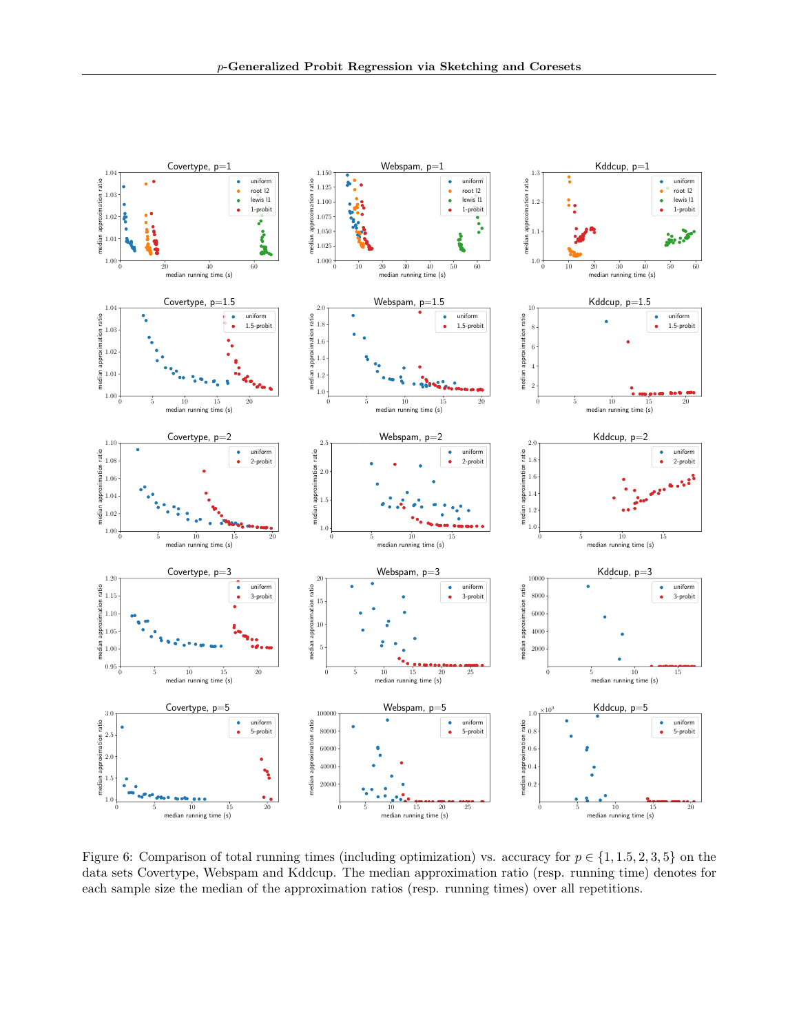Covertype, p=1

median approximation ratio

median running time (s)

uniform
root l2
lewis l1
1-probit

Webspam, p=1

uniform
root l2
lewis l1
1-probit

Kddcup, p=1

uniform
root l2
lewis l1
1-probit

Covertype, p=1.5

uniform
1.5-probit

Webspam, p=1.5

uniform
1.5-probit

Kddcup, p=1.5

uniform
1.5-probit

Covertype, p=2

uniform
2-probit

Webspam, p=2

uniform
2-probit

Kddcup, p=2

uniform
2-probit

Covertype, p=3

uniform
3-probit

Webspam, p=3

uniform
3-probit

Kddcup, p=3

uniform
3-probit

Covertype, p=5

uniform
5-probit

Webspam, p=5

uniform
5-probit

Kddcup, p=5

$\times 10^9$

uniform
5-probit

Figure 6: Comparison of total running times (including optimization) vs. accuracy for $p \in \{1, 1.5, 2, 3, 5\}$ on the data sets Covertype, Webspam and Kddcup. The median approximation ratio (resp. running time) denotes for each sample size the median of the approximation ratios (resp. running times) over all repetitions.